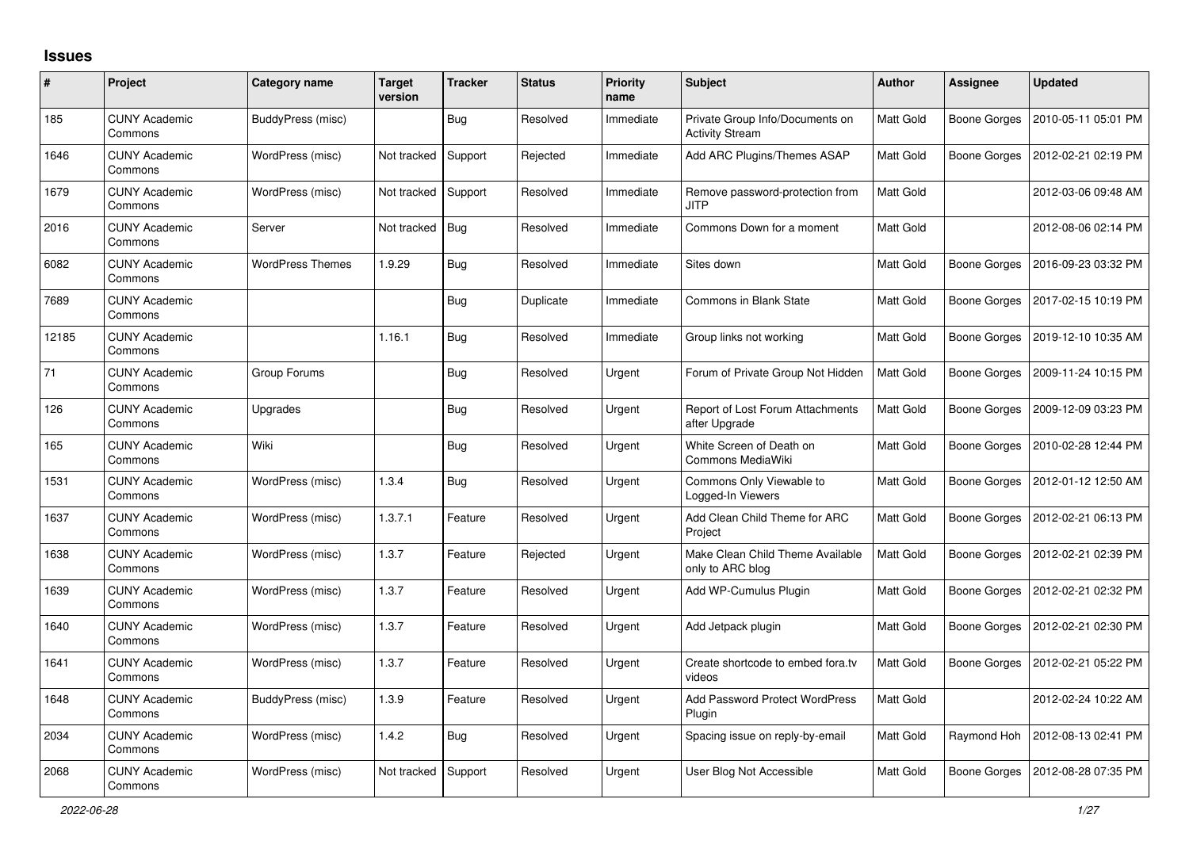# Issues

| # | Project | Category name | Target version | Tracker | Status | Priority name | Subject | Author | Assignee | Updated |
|---|---|---|---|---|---|---|---|---|---|---|
| 185 | CUNY Academic Commons | BuddyPress (misc) | | Bug | Resolved | Immediate | Private Group Info/Documents on Activity Stream | Matt Gold | Boone Gorges | 2010-05-11 05:01 PM |
| 1646 | CUNY Academic Commons | WordPress (misc) | Not tracked | Support | Rejected | Immediate | Add ARC Plugins/Themes ASAP | Matt Gold | Boone Gorges | 2012-02-21 02:19 PM |
| 1679 | CUNY Academic Commons | WordPress (misc) | Not tracked | Support | Resolved | Immediate | Remove password-protection from JITP | Matt Gold | | 2012-03-06 09:48 AM |
| 2016 | CUNY Academic Commons | Server | Not tracked | Bug | Resolved | Immediate | Commons Down for a moment | Matt Gold | | 2012-08-06 02:14 PM |
| 6082 | CUNY Academic Commons | WordPress Themes | 1.9.29 | Bug | Resolved | Immediate | Sites down | Matt Gold | Boone Gorges | 2016-09-23 03:32 PM |
| 7689 | CUNY Academic Commons | | | Bug | Duplicate | Immediate | Commons in Blank State | Matt Gold | Boone Gorges | 2017-02-15 10:19 PM |
| 12185 | CUNY Academic Commons | | 1.16.1 | Bug | Resolved | Immediate | Group links not working | Matt Gold | Boone Gorges | 2019-12-10 10:35 AM |
| 71 | CUNY Academic Commons | Group Forums | | Bug | Resolved | Urgent | Forum of Private Group Not Hidden | Matt Gold | Boone Gorges | 2009-11-24 10:15 PM |
| 126 | CUNY Academic Commons | Upgrades | | Bug | Resolved | Urgent | Report of Lost Forum Attachments after Upgrade | Matt Gold | Boone Gorges | 2009-12-09 03:23 PM |
| 165 | CUNY Academic Commons | Wiki | | Bug | Resolved | Urgent | White Screen of Death on Commons MediaWiki | Matt Gold | Boone Gorges | 2010-02-28 12:44 PM |
| 1531 | CUNY Academic Commons | WordPress (misc) | 1.3.4 | Bug | Resolved | Urgent | Commons Only Viewable to Logged-In Viewers | Matt Gold | Boone Gorges | 2012-01-12 12:50 AM |
| 1637 | CUNY Academic Commons | WordPress (misc) | 1.3.7.1 | Feature | Resolved | Urgent | Add Clean Child Theme for ARC Project | Matt Gold | Boone Gorges | 2012-02-21 06:13 PM |
| 1638 | CUNY Academic Commons | WordPress (misc) | 1.3.7 | Feature | Rejected | Urgent | Make Clean Child Theme Available only to ARC blog | Matt Gold | Boone Gorges | 2012-02-21 02:39 PM |
| 1639 | CUNY Academic Commons | WordPress (misc) | 1.3.7 | Feature | Resolved | Urgent | Add WP-Cumulus Plugin | Matt Gold | Boone Gorges | 2012-02-21 02:32 PM |
| 1640 | CUNY Academic Commons | WordPress (misc) | 1.3.7 | Feature | Resolved | Urgent | Add Jetpack plugin | Matt Gold | Boone Gorges | 2012-02-21 02:30 PM |
| 1641 | CUNY Academic Commons | WordPress (misc) | 1.3.7 | Feature | Resolved | Urgent | Create shortcode to embed fora.tv videos | Matt Gold | Boone Gorges | 2012-02-21 05:22 PM |
| 1648 | CUNY Academic Commons | BuddyPress (misc) | 1.3.9 | Feature | Resolved | Urgent | Add Password Protect WordPress Plugin | Matt Gold | | 2012-02-24 10:22 AM |
| 2034 | CUNY Academic Commons | WordPress (misc) | 1.4.2 | Bug | Resolved | Urgent | Spacing issue on reply-by-email | Matt Gold | Raymond Hoh | 2012-08-13 02:41 PM |
| 2068 | CUNY Academic Commons | WordPress (misc) | Not tracked | Support | Resolved | Urgent | User Blog Not Accessible | Matt Gold | Boone Gorges | 2012-08-28 07:35 PM |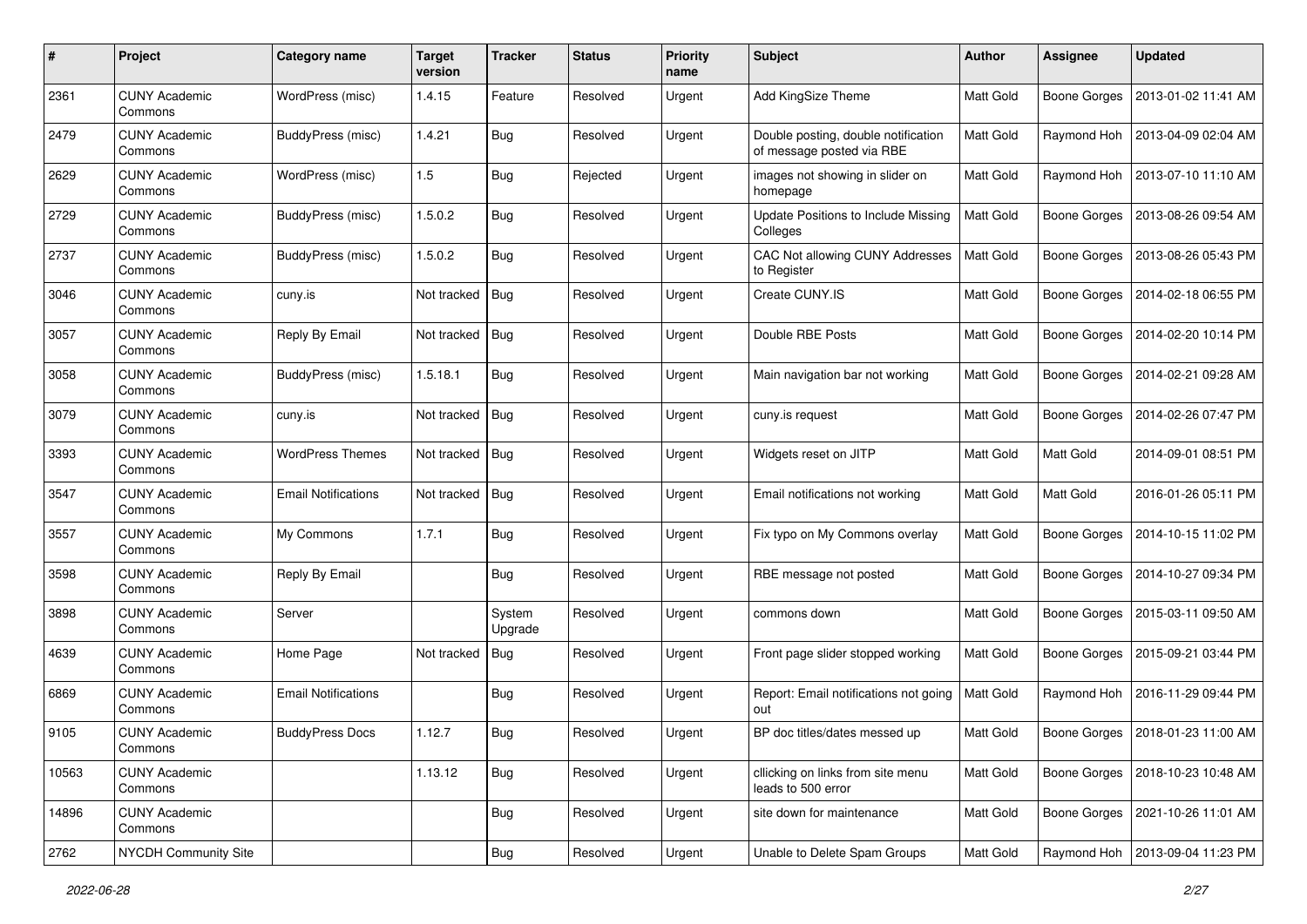| # | Project | Category name | Target version | Tracker | Status | Priority name | Subject | Author | Assignee | Updated |
|---|---|---|---|---|---|---|---|---|---|---|
| 2361 | CUNY Academic Commons | WordPress (misc) | 1.4.15 | Feature | Resolved | Urgent | Add KingSize Theme | Matt Gold | Boone Gorges | 2013-01-02 11:41 AM |
| 2479 | CUNY Academic Commons | BuddyPress (misc) | 1.4.21 | Bug | Resolved | Urgent | Double posting, double notification of message posted via RBE | Matt Gold | Raymond Hoh | 2013-04-09 02:04 AM |
| 2629 | CUNY Academic Commons | WordPress (misc) | 1.5 | Bug | Rejected | Urgent | images not showing in slider on homepage | Matt Gold | Raymond Hoh | 2013-07-10 11:10 AM |
| 2729 | CUNY Academic Commons | BuddyPress (misc) | 1.5.0.2 | Bug | Resolved | Urgent | Update Positions to Include Missing Colleges | Matt Gold | Boone Gorges | 2013-08-26 09:54 AM |
| 2737 | CUNY Academic Commons | BuddyPress (misc) | 1.5.0.2 | Bug | Resolved | Urgent | CAC Not allowing CUNY Addresses to Register | Matt Gold | Boone Gorges | 2013-08-26 05:43 PM |
| 3046 | CUNY Academic Commons | cuny.is | Not tracked | Bug | Resolved | Urgent | Create CUNY.IS | Matt Gold | Boone Gorges | 2014-02-18 06:55 PM |
| 3057 | CUNY Academic Commons | Reply By Email | Not tracked | Bug | Resolved | Urgent | Double RBE Posts | Matt Gold | Boone Gorges | 2014-02-20 10:14 PM |
| 3058 | CUNY Academic Commons | BuddyPress (misc) | 1.5.18.1 | Bug | Resolved | Urgent | Main navigation bar not working | Matt Gold | Boone Gorges | 2014-02-21 09:28 AM |
| 3079 | CUNY Academic Commons | cuny.is | Not tracked | Bug | Resolved | Urgent | cuny.is request | Matt Gold | Boone Gorges | 2014-02-26 07:47 PM |
| 3393 | CUNY Academic Commons | WordPress Themes | Not tracked | Bug | Resolved | Urgent | Widgets reset on JITP | Matt Gold | Matt Gold | 2014-09-01 08:51 PM |
| 3547 | CUNY Academic Commons | Email Notifications | Not tracked | Bug | Resolved | Urgent | Email notifications not working | Matt Gold | Matt Gold | 2016-01-26 05:11 PM |
| 3557 | CUNY Academic Commons | My Commons | 1.7.1 | Bug | Resolved | Urgent | Fix typo on My Commons overlay | Matt Gold | Boone Gorges | 2014-10-15 11:02 PM |
| 3598 | CUNY Academic Commons | Reply By Email | | Bug | Resolved | Urgent | RBE message not posted | Matt Gold | Boone Gorges | 2014-10-27 09:34 PM |
| 3898 | CUNY Academic Commons | Server | | System Upgrade | Resolved | Urgent | commons down | Matt Gold | Boone Gorges | 2015-03-11 09:50 AM |
| 4639 | CUNY Academic Commons | Home Page | Not tracked | Bug | Resolved | Urgent | Front page slider stopped working | Matt Gold | Boone Gorges | 2015-09-21 03:44 PM |
| 6869 | CUNY Academic Commons | Email Notifications | | Bug | Resolved | Urgent | Report: Email notifications not going out | Matt Gold | Raymond Hoh | 2016-11-29 09:44 PM |
| 9105 | CUNY Academic Commons | BuddyPress Docs | 1.12.7 | Bug | Resolved | Urgent | BP doc titles/dates messed up | Matt Gold | Boone Gorges | 2018-01-23 11:00 AM |
| 10563 | CUNY Academic Commons | | 1.13.12 | Bug | Resolved | Urgent | cllicking on links from site menu leads to 500 error | Matt Gold | Boone Gorges | 2018-10-23 10:48 AM |
| 14896 | CUNY Academic Commons | | | Bug | Resolved | Urgent | site down for maintenance | Matt Gold | Boone Gorges | 2021-10-26 11:01 AM |
| 2762 | NYCDH Community Site | | | Bug | Resolved | Urgent | Unable to Delete Spam Groups | Matt Gold | Raymond Hoh | 2013-09-04 11:23 PM |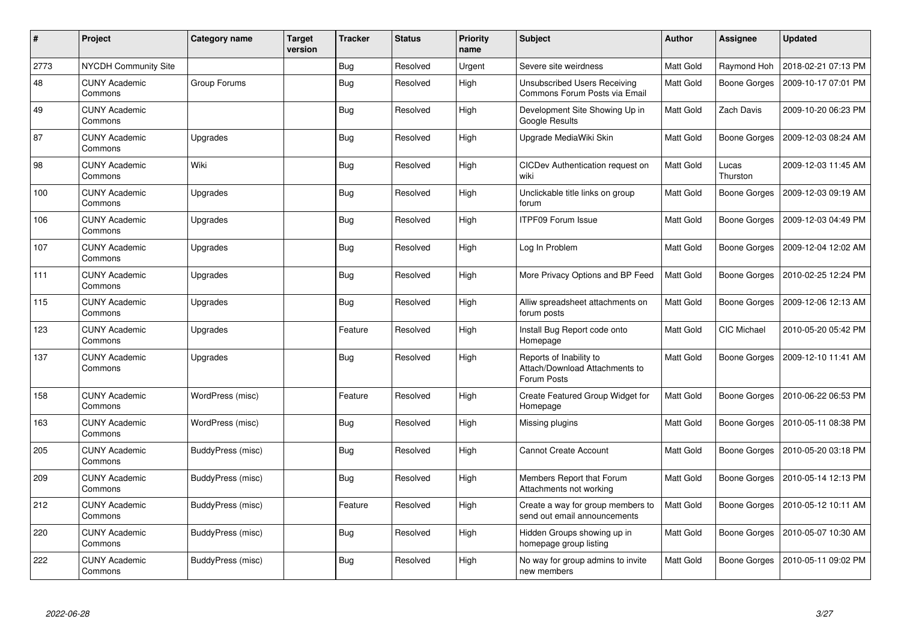| # | Project | Category name | Target version | Tracker | Status | Priority name | Subject | Author | Assignee | Updated |
| --- | --- | --- | --- | --- | --- | --- | --- | --- | --- | --- |
| 2773 | NYCDH Community Site | | | Bug | Resolved | Urgent | Severe site weirdness | Matt Gold | Raymond Hoh | 2018-02-21 07:13 PM |
| 48 | CUNY Academic Commons | Group Forums | | Bug | Resolved | High | Unsubscribed Users Receiving Commons Forum Posts via Email | Matt Gold | Boone Gorges | 2009-10-17 07:01 PM |
| 49 | CUNY Academic Commons | | | Bug | Resolved | High | Development Site Showing Up in Google Results | Matt Gold | Zach Davis | 2009-10-20 06:23 PM |
| 87 | CUNY Academic Commons | Upgrades | | Bug | Resolved | High | Upgrade MediaWiki Skin | Matt Gold | Boone Gorges | 2009-12-03 08:24 AM |
| 98 | CUNY Academic Commons | Wiki | | Bug | Resolved | High | CICDev Authentication request on wiki | Matt Gold | Lucas Thurston | 2009-12-03 11:45 AM |
| 100 | CUNY Academic Commons | Upgrades | | Bug | Resolved | High | Unclickable title links on group forum | Matt Gold | Boone Gorges | 2009-12-03 09:19 AM |
| 106 | CUNY Academic Commons | Upgrades | | Bug | Resolved | High | ITPF09 Forum Issue | Matt Gold | Boone Gorges | 2009-12-03 04:49 PM |
| 107 | CUNY Academic Commons | Upgrades | | Bug | Resolved | High | Log In Problem | Matt Gold | Boone Gorges | 2009-12-04 12:02 AM |
| 111 | CUNY Academic Commons | Upgrades | | Bug | Resolved | High | More Privacy Options and BP Feed | Matt Gold | Boone Gorges | 2010-02-25 12:24 PM |
| 115 | CUNY Academic Commons | Upgrades | | Bug | Resolved | High | Alliw spreadsheet attachments on forum posts | Matt Gold | Boone Gorges | 2009-12-06 12:13 AM |
| 123 | CUNY Academic Commons | Upgrades | | Feature | Resolved | High | Install Bug Report code onto Homepage | Matt Gold | CIC Michael | 2010-05-20 05:42 PM |
| 137 | CUNY Academic Commons | Upgrades | | Bug | Resolved | High | Reports of Inability to Attach/Download Attachments to Forum Posts | Matt Gold | Boone Gorges | 2009-12-10 11:41 AM |
| 158 | CUNY Academic Commons | WordPress (misc) | | Feature | Resolved | High | Create Featured Group Widget for Homepage | Matt Gold | Boone Gorges | 2010-06-22 06:53 PM |
| 163 | CUNY Academic Commons | WordPress (misc) | | Bug | Resolved | High | Missing plugins | Matt Gold | Boone Gorges | 2010-05-11 08:38 PM |
| 205 | CUNY Academic Commons | BuddyPress (misc) | | Bug | Resolved | High | Cannot Create Account | Matt Gold | Boone Gorges | 2010-05-20 03:18 PM |
| 209 | CUNY Academic Commons | BuddyPress (misc) | | Bug | Resolved | High | Members Report that Forum Attachments not working | Matt Gold | Boone Gorges | 2010-05-14 12:13 PM |
| 212 | CUNY Academic Commons | BuddyPress (misc) | | Feature | Resolved | High | Create a way for group members to send out email announcements | Matt Gold | Boone Gorges | 2010-05-12 10:11 AM |
| 220 | CUNY Academic Commons | BuddyPress (misc) | | Bug | Resolved | High | Hidden Groups showing up in homepage group listing | Matt Gold | Boone Gorges | 2010-05-07 10:30 AM |
| 222 | CUNY Academic Commons | BuddyPress (misc) | | Bug | Resolved | High | No way for group admins to invite new members | Matt Gold | Boone Gorges | 2010-05-11 09:02 PM |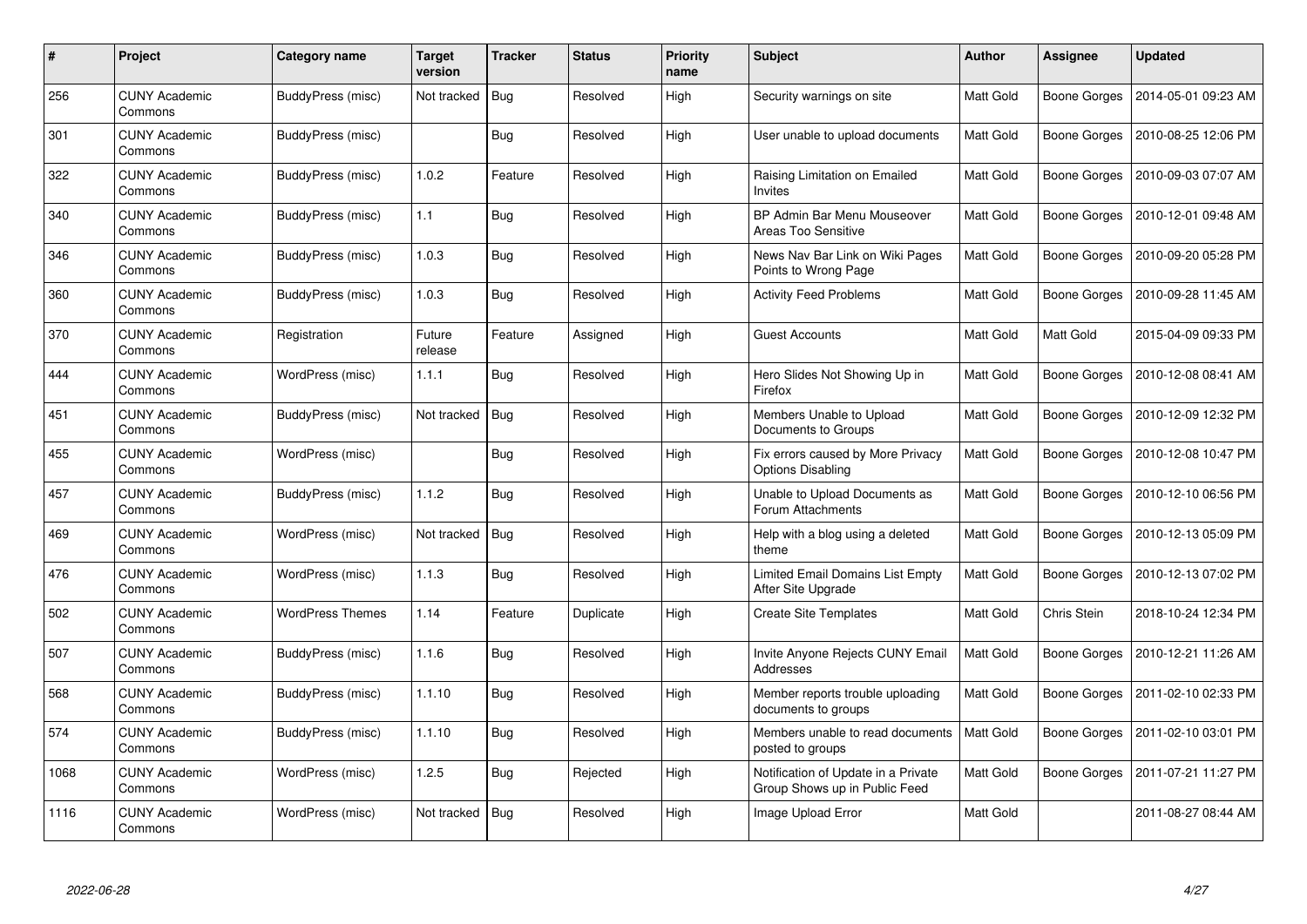| # | Project | Category name | Target version | Tracker | Status | Priority name | Subject | Author | Assignee | Updated |
|---|---|---|---|---|---|---|---|---|---|---|
| 256 | CUNY Academic Commons | BuddyPress (misc) | Not tracked | Bug | Resolved | High | Security warnings on site | Matt Gold | Boone Gorges | 2014-05-01 09:23 AM |
| 301 | CUNY Academic Commons | BuddyPress (misc) | | Bug | Resolved | High | User unable to upload documents | Matt Gold | Boone Gorges | 2010-08-25 12:06 PM |
| 322 | CUNY Academic Commons | BuddyPress (misc) | 1.0.2 | Feature | Resolved | High | Raising Limitation on Emailed Invites | Matt Gold | Boone Gorges | 2010-09-03 07:07 AM |
| 340 | CUNY Academic Commons | BuddyPress (misc) | 1.1 | Bug | Resolved | High | BP Admin Bar Menu Mouseover Areas Too Sensitive | Matt Gold | Boone Gorges | 2010-12-01 09:48 AM |
| 346 | CUNY Academic Commons | BuddyPress (misc) | 1.0.3 | Bug | Resolved | High | News Nav Bar Link on Wiki Pages Points to Wrong Page | Matt Gold | Boone Gorges | 2010-09-20 05:28 PM |
| 360 | CUNY Academic Commons | BuddyPress (misc) | 1.0.3 | Bug | Resolved | High | Activity Feed Problems | Matt Gold | Boone Gorges | 2010-09-28 11:45 AM |
| 370 | CUNY Academic Commons | Registration | Future release | Feature | Assigned | High | Guest Accounts | Matt Gold | Matt Gold | 2015-04-09 09:33 PM |
| 444 | CUNY Academic Commons | WordPress (misc) | 1.1.1 | Bug | Resolved | High | Hero Slides Not Showing Up in Firefox | Matt Gold | Boone Gorges | 2010-12-08 08:41 AM |
| 451 | CUNY Academic Commons | BuddyPress (misc) | Not tracked | Bug | Resolved | High | Members Unable to Upload Documents to Groups | Matt Gold | Boone Gorges | 2010-12-09 12:32 PM |
| 455 | CUNY Academic Commons | WordPress (misc) | | Bug | Resolved | High | Fix errors caused by More Privacy Options Disabling | Matt Gold | Boone Gorges | 2010-12-08 10:47 PM |
| 457 | CUNY Academic Commons | BuddyPress (misc) | 1.1.2 | Bug | Resolved | High | Unable to Upload Documents as Forum Attachments | Matt Gold | Boone Gorges | 2010-12-10 06:56 PM |
| 469 | CUNY Academic Commons | WordPress (misc) | Not tracked | Bug | Resolved | High | Help with a blog using a deleted theme | Matt Gold | Boone Gorges | 2010-12-13 05:09 PM |
| 476 | CUNY Academic Commons | WordPress (misc) | 1.1.3 | Bug | Resolved | High | Limited Email Domains List Empty After Site Upgrade | Matt Gold | Boone Gorges | 2010-12-13 07:02 PM |
| 502 | CUNY Academic Commons | WordPress Themes | 1.14 | Feature | Duplicate | High | Create Site Templates | Matt Gold | Chris Stein | 2018-10-24 12:34 PM |
| 507 | CUNY Academic Commons | BuddyPress (misc) | 1.1.6 | Bug | Resolved | High | Invite Anyone Rejects CUNY Email Addresses | Matt Gold | Boone Gorges | 2010-12-21 11:26 AM |
| 568 | CUNY Academic Commons | BuddyPress (misc) | 1.1.10 | Bug | Resolved | High | Member reports trouble uploading documents to groups | Matt Gold | Boone Gorges | 2011-02-10 02:33 PM |
| 574 | CUNY Academic Commons | BuddyPress (misc) | 1.1.10 | Bug | Resolved | High | Members unable to read documents posted to groups | Matt Gold | Boone Gorges | 2011-02-10 03:01 PM |
| 1068 | CUNY Academic Commons | WordPress (misc) | 1.2.5 | Bug | Rejected | High | Notification of Update in a Private Group Shows up in Public Feed | Matt Gold | Boone Gorges | 2011-07-21 11:27 PM |
| 1116 | CUNY Academic Commons | WordPress (misc) | Not tracked | Bug | Resolved | High | Image Upload Error | Matt Gold | | 2011-08-27 08:44 AM |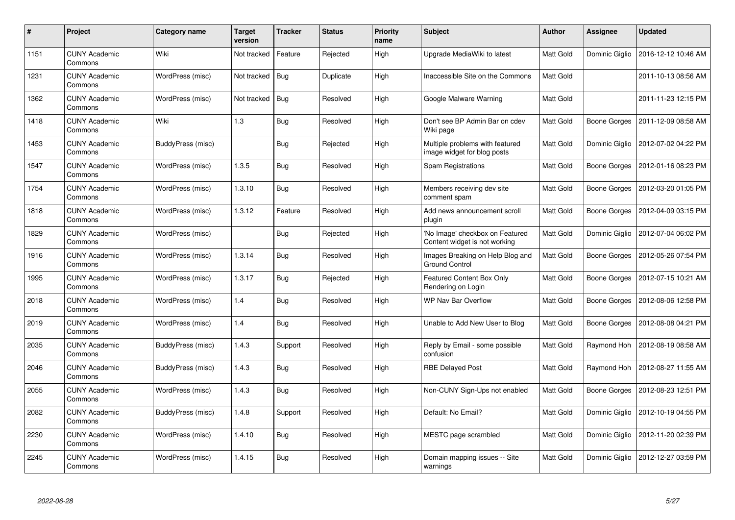| # | Project | Category name | Target version | Tracker | Status | Priority name | Subject | Author | Assignee | Updated |
|---|---|---|---|---|---|---|---|---|---|---|
| 1151 | CUNY Academic Commons | Wiki | Not tracked | Feature | Rejected | High | Upgrade MediaWiki to latest | Matt Gold | Dominic Giglio | 2016-12-12 10:46 AM |
| 1231 | CUNY Academic Commons | WordPress (misc) | Not tracked | Bug | Duplicate | High | Inaccessible Site on the Commons | Matt Gold | | 2011-10-13 08:56 AM |
| 1362 | CUNY Academic Commons | WordPress (misc) | Not tracked | Bug | Resolved | High | Google Malware Warning | Matt Gold | | 2011-11-23 12:15 PM |
| 1418 | CUNY Academic Commons | Wiki | 1.3 | Bug | Resolved | High | Don't see BP Admin Bar on cdev Wiki page | Matt Gold | Boone Gorges | 2011-12-09 08:58 AM |
| 1453 | CUNY Academic Commons | BuddyPress (misc) | | Bug | Rejected | High | Multiple problems with featured image widget for blog posts | Matt Gold | Dominic Giglio | 2012-07-02 04:22 PM |
| 1547 | CUNY Academic Commons | WordPress (misc) | 1.3.5 | Bug | Resolved | High | Spam Registrations | Matt Gold | Boone Gorges | 2012-01-16 08:23 PM |
| 1754 | CUNY Academic Commons | WordPress (misc) | 1.3.10 | Bug | Resolved | High | Members receiving dev site comment spam | Matt Gold | Boone Gorges | 2012-03-20 01:05 PM |
| 1818 | CUNY Academic Commons | WordPress (misc) | 1.3.12 | Feature | Resolved | High | Add news announcement scroll plugin | Matt Gold | Boone Gorges | 2012-04-09 03:15 PM |
| 1829 | CUNY Academic Commons | WordPress (misc) | | Bug | Rejected | High | 'No Image' checkbox on Featured Content widget is not working | Matt Gold | Dominic Giglio | 2012-07-04 06:02 PM |
| 1916 | CUNY Academic Commons | WordPress (misc) | 1.3.14 | Bug | Resolved | High | Images Breaking on Help Blog and Ground Control | Matt Gold | Boone Gorges | 2012-05-26 07:54 PM |
| 1995 | CUNY Academic Commons | WordPress (misc) | 1.3.17 | Bug | Rejected | High | Featured Content Box Only Rendering on Login | Matt Gold | Boone Gorges | 2012-07-15 10:21 AM |
| 2018 | CUNY Academic Commons | WordPress (misc) | 1.4 | Bug | Resolved | High | WP Nav Bar Overflow | Matt Gold | Boone Gorges | 2012-08-06 12:58 PM |
| 2019 | CUNY Academic Commons | WordPress (misc) | 1.4 | Bug | Resolved | High | Unable to Add New User to Blog | Matt Gold | Boone Gorges | 2012-08-08 04:21 PM |
| 2035 | CUNY Academic Commons | BuddyPress (misc) | 1.4.3 | Support | Resolved | High | Reply by Email - some possible confusion | Matt Gold | Raymond Hoh | 2012-08-19 08:58 AM |
| 2046 | CUNY Academic Commons | BuddyPress (misc) | 1.4.3 | Bug | Resolved | High | RBE Delayed Post | Matt Gold | Raymond Hoh | 2012-08-27 11:55 AM |
| 2055 | CUNY Academic Commons | WordPress (misc) | 1.4.3 | Bug | Resolved | High | Non-CUNY Sign-Ups not enabled | Matt Gold | Boone Gorges | 2012-08-23 12:51 PM |
| 2082 | CUNY Academic Commons | BuddyPress (misc) | 1.4.8 | Support | Resolved | High | Default: No Email? | Matt Gold | Dominic Giglio | 2012-10-19 04:55 PM |
| 2230 | CUNY Academic Commons | WordPress (misc) | 1.4.10 | Bug | Resolved | High | MESTC page scrambled | Matt Gold | Dominic Giglio | 2012-11-20 02:39 PM |
| 2245 | CUNY Academic Commons | WordPress (misc) | 1.4.15 | Bug | Resolved | High | Domain mapping issues -- Site warnings | Matt Gold | Dominic Giglio | 2012-12-27 03:59 PM |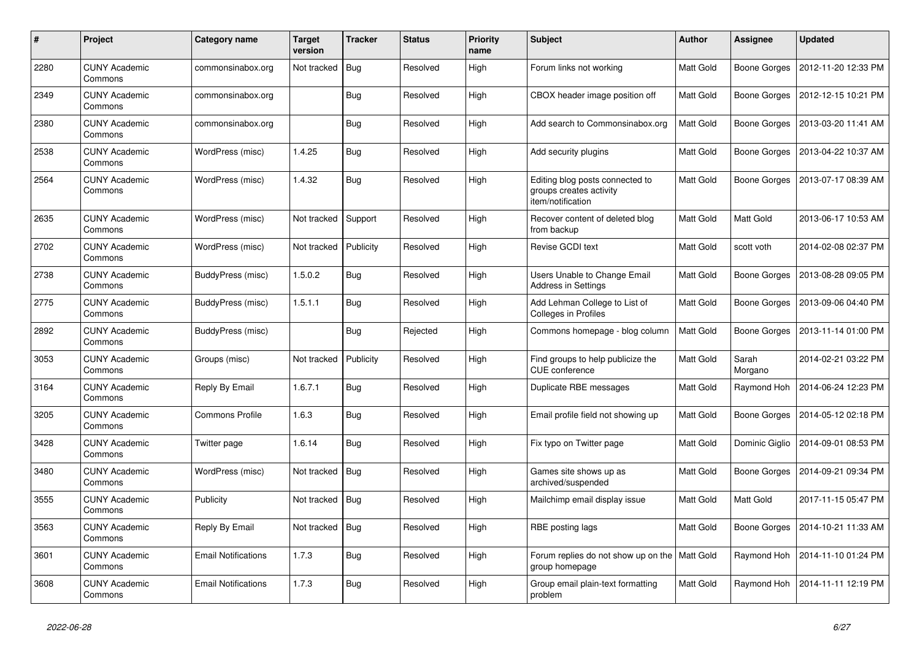| # | Project | Category name | Target version | Tracker | Status | Priority name | Subject | Author | Assignee | Updated |
|---|---|---|---|---|---|---|---|---|---|---|
| 2280 | CUNY Academic Commons | commonsinabox.org | Not tracked | Bug | Resolved | High | Forum links not working | Matt Gold | Boone Gorges | 2012-11-20 12:33 PM |
| 2349 | CUNY Academic Commons | commonsinabox.org | | Bug | Resolved | High | CBOX header image position off | Matt Gold | Boone Gorges | 2012-12-15 10:21 PM |
| 2380 | CUNY Academic Commons | commonsinabox.org | | Bug | Resolved | High | Add search to Commonsinabox.org | Matt Gold | Boone Gorges | 2013-03-20 11:41 AM |
| 2538 | CUNY Academic Commons | WordPress (misc) | 1.4.25 | Bug | Resolved | High | Add security plugins | Matt Gold | Boone Gorges | 2013-04-22 10:37 AM |
| 2564 | CUNY Academic Commons | WordPress (misc) | 1.4.32 | Bug | Resolved | High | Editing blog posts connected to groups creates activity item/notification | Matt Gold | Boone Gorges | 2013-07-17 08:39 AM |
| 2635 | CUNY Academic Commons | WordPress (misc) | Not tracked | Support | Resolved | High | Recover content of deleted blog from backup | Matt Gold | Matt Gold | 2013-06-17 10:53 AM |
| 2702 | CUNY Academic Commons | WordPress (misc) | Not tracked | Publicity | Resolved | High | Revise GCDI text | Matt Gold | scott voth | 2014-02-08 02:37 PM |
| 2738 | CUNY Academic Commons | BuddyPress (misc) | 1.5.0.2 | Bug | Resolved | High | Users Unable to Change Email Address in Settings | Matt Gold | Boone Gorges | 2013-08-28 09:05 PM |
| 2775 | CUNY Academic Commons | BuddyPress (misc) | 1.5.1.1 | Bug | Resolved | High | Add Lehman College to List of Colleges in Profiles | Matt Gold | Boone Gorges | 2013-09-06 04:40 PM |
| 2892 | CUNY Academic Commons | BuddyPress (misc) | | Bug | Rejected | High | Commons homepage - blog column | Matt Gold | Boone Gorges | 2013-11-14 01:00 PM |
| 3053 | CUNY Academic Commons | Groups (misc) | Not tracked | Publicity | Resolved | High | Find groups to help publicize the CUE conference | Matt Gold | Sarah Morgano | 2014-02-21 03:22 PM |
| 3164 | CUNY Academic Commons | Reply By Email | 1.6.7.1 | Bug | Resolved | High | Duplicate RBE messages | Matt Gold | Raymond Hoh | 2014-06-24 12:23 PM |
| 3205 | CUNY Academic Commons | Commons Profile | 1.6.3 | Bug | Resolved | High | Email profile field not showing up | Matt Gold | Boone Gorges | 2014-05-12 02:18 PM |
| 3428 | CUNY Academic Commons | Twitter page | 1.6.14 | Bug | Resolved | High | Fix typo on Twitter page | Matt Gold | Dominic Giglio | 2014-09-01 08:53 PM |
| 3480 | CUNY Academic Commons | WordPress (misc) | Not tracked | Bug | Resolved | High | Games site shows up as archived/suspended | Matt Gold | Boone Gorges | 2014-09-21 09:34 PM |
| 3555 | CUNY Academic Commons | Publicity | Not tracked | Bug | Resolved | High | Mailchimp email display issue | Matt Gold | Matt Gold | 2017-11-15 05:47 PM |
| 3563 | CUNY Academic Commons | Reply By Email | Not tracked | Bug | Resolved | High | RBE posting lags | Matt Gold | Boone Gorges | 2014-10-21 11:33 AM |
| 3601 | CUNY Academic Commons | Email Notifications | 1.7.3 | Bug | Resolved | High | Forum replies do not show up on the group homepage | Matt Gold | Raymond Hoh | 2014-11-10 01:24 PM |
| 3608 | CUNY Academic Commons | Email Notifications | 1.7.3 | Bug | Resolved | High | Group email plain-text formatting problem | Matt Gold | Raymond Hoh | 2014-11-11 12:19 PM |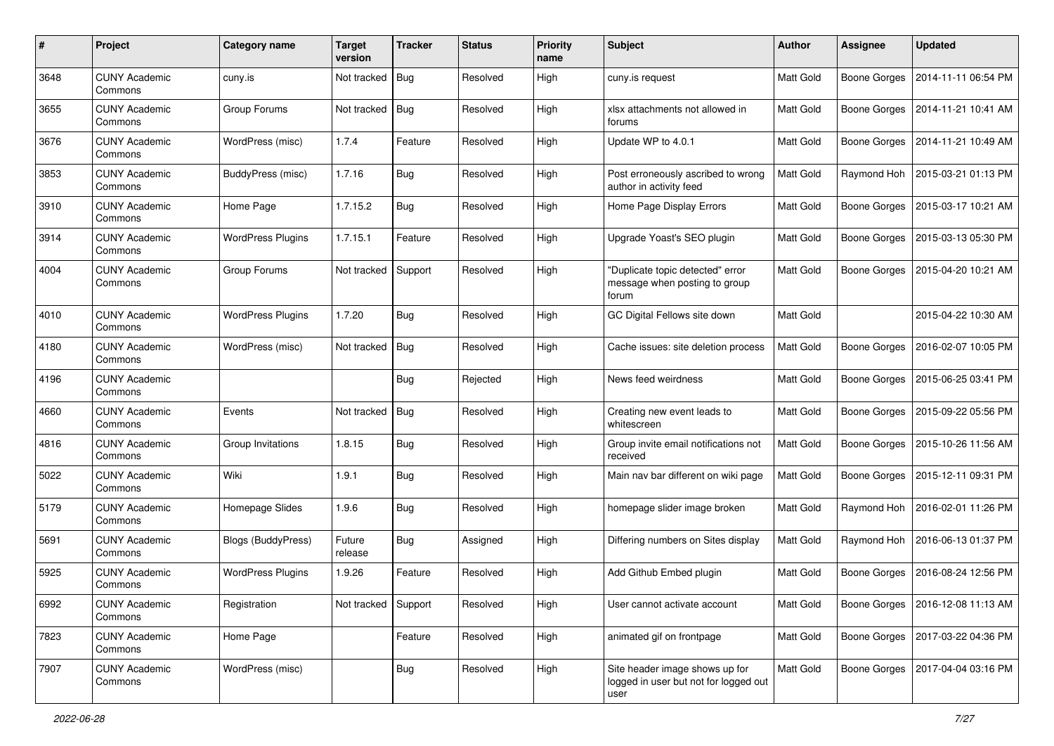| # | Project | Category name | Target version | Tracker | Status | Priority name | Subject | Author | Assignee | Updated |
|---|---|---|---|---|---|---|---|---|---|---|
| 3648 | CUNY Academic Commons | cuny.is | Not tracked | Bug | Resolved | High | cuny.is request | Matt Gold | Boone Gorges | 2014-11-11 06:54 PM |
| 3655 | CUNY Academic Commons | Group Forums | Not tracked | Bug | Resolved | High | xlsx attachments not allowed in forums | Matt Gold | Boone Gorges | 2014-11-21 10:41 AM |
| 3676 | CUNY Academic Commons | WordPress (misc) | 1.7.4 | Feature | Resolved | High | Update WP to 4.0.1 | Matt Gold | Boone Gorges | 2014-11-21 10:49 AM |
| 3853 | CUNY Academic Commons | BuddyPress (misc) | 1.7.16 | Bug | Resolved | High | Post erroneously ascribed to wrong author in activity feed | Matt Gold | Raymond Hoh | 2015-03-21 01:13 PM |
| 3910 | CUNY Academic Commons | Home Page | 1.7.15.2 | Bug | Resolved | High | Home Page Display Errors | Matt Gold | Boone Gorges | 2015-03-17 10:21 AM |
| 3914 | CUNY Academic Commons | WordPress Plugins | 1.7.15.1 | Feature | Resolved | High | Upgrade Yoast's SEO plugin | Matt Gold | Boone Gorges | 2015-03-13 05:30 PM |
| 4004 | CUNY Academic Commons | Group Forums | Not tracked | Support | Resolved | High | "Duplicate topic detected" error message when posting to group forum | Matt Gold | Boone Gorges | 2015-04-20 10:21 AM |
| 4010 | CUNY Academic Commons | WordPress Plugins | 1.7.20 | Bug | Resolved | High | GC Digital Fellows site down | Matt Gold | | 2015-04-22 10:30 AM |
| 4180 | CUNY Academic Commons | WordPress (misc) | Not tracked | Bug | Resolved | High | Cache issues: site deletion process | Matt Gold | Boone Gorges | 2016-02-07 10:05 PM |
| 4196 | CUNY Academic Commons | | | Bug | Rejected | High | News feed weirdness | Matt Gold | Boone Gorges | 2015-06-25 03:41 PM |
| 4660 | CUNY Academic Commons | Events | Not tracked | Bug | Resolved | High | Creating new event leads to whitescreen | Matt Gold | Boone Gorges | 2015-09-22 05:56 PM |
| 4816 | CUNY Academic Commons | Group Invitations | 1.8.15 | Bug | Resolved | High | Group invite email notifications not received | Matt Gold | Boone Gorges | 2015-10-26 11:56 AM |
| 5022 | CUNY Academic Commons | Wiki | 1.9.1 | Bug | Resolved | High | Main nav bar different on wiki page | Matt Gold | Boone Gorges | 2015-12-11 09:31 PM |
| 5179 | CUNY Academic Commons | Homepage Slides | 1.9.6 | Bug | Resolved | High | homepage slider image broken | Matt Gold | Raymond Hoh | 2016-02-01 11:26 PM |
| 5691 | CUNY Academic Commons | Blogs (BuddyPress) | Future release | Bug | Assigned | High | Differing numbers on Sites display | Matt Gold | Raymond Hoh | 2016-06-13 01:37 PM |
| 5925 | CUNY Academic Commons | WordPress Plugins | 1.9.26 | Feature | Resolved | High | Add Github Embed plugin | Matt Gold | Boone Gorges | 2016-08-24 12:56 PM |
| 6992 | CUNY Academic Commons | Registration | Not tracked | Support | Resolved | High | User cannot activate account | Matt Gold | Boone Gorges | 2016-12-08 11:13 AM |
| 7823 | CUNY Academic Commons | Home Page | | Feature | Resolved | High | animated gif on frontpage | Matt Gold | Boone Gorges | 2017-03-22 04:36 PM |
| 7907 | CUNY Academic Commons | WordPress (misc) | | Bug | Resolved | High | Site header image shows up for logged in user but not for logged out user | Matt Gold | Boone Gorges | 2017-04-04 03:16 PM |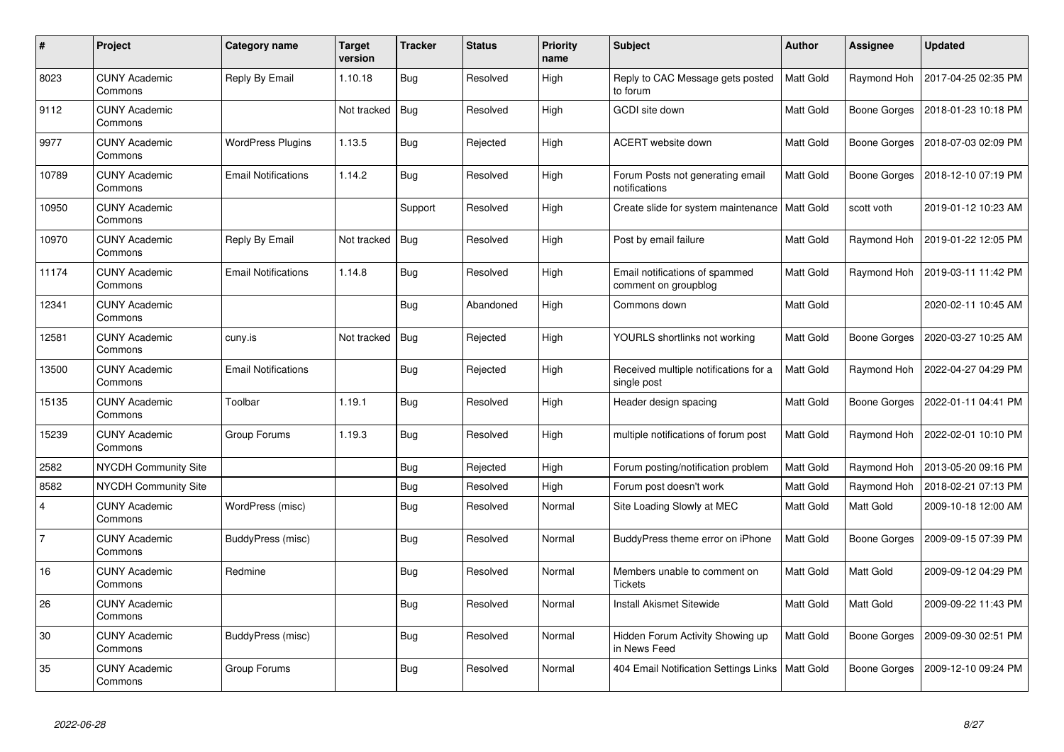| # | Project | Category name | Target version | Tracker | Status | Priority name | Subject | Author | Assignee | Updated |
|---|---|---|---|---|---|---|---|---|---|---|
| 8023 | CUNY Academic Commons | Reply By Email | 1.10.18 | Bug | Resolved | High | Reply to CAC Message gets posted to forum | Matt Gold | Raymond Hoh | 2017-04-25 02:35 PM |
| 9112 | CUNY Academic Commons | | Not tracked | Bug | Resolved | High | GCDI site down | Matt Gold | Boone Gorges | 2018-01-23 10:18 PM |
| 9977 | CUNY Academic Commons | WordPress Plugins | 1.13.5 | Bug | Rejected | High | ACERT website down | Matt Gold | Boone Gorges | 2018-07-03 02:09 PM |
| 10789 | CUNY Academic Commons | Email Notifications | 1.14.2 | Bug | Resolved | High | Forum Posts not generating email notifications | Matt Gold | Boone Gorges | 2018-12-10 07:19 PM |
| 10950 | CUNY Academic Commons | | | Support | Resolved | High | Create slide for system maintenance | Matt Gold | scott voth | 2019-01-12 10:23 AM |
| 10970 | CUNY Academic Commons | Reply By Email | Not tracked | Bug | Resolved | High | Post by email failure | Matt Gold | Raymond Hoh | 2019-01-22 12:05 PM |
| 11174 | CUNY Academic Commons | Email Notifications | 1.14.8 | Bug | Resolved | High | Email notifications of spammed comment on groupblog | Matt Gold | Raymond Hoh | 2019-03-11 11:42 PM |
| 12341 | CUNY Academic Commons | | | Bug | Abandoned | High | Commons down | Matt Gold | | 2020-02-11 10:45 AM |
| 12581 | CUNY Academic Commons | cuny.is | Not tracked | Bug | Rejected | High | YOURLS shortlinks not working | Matt Gold | Boone Gorges | 2020-03-27 10:25 AM |
| 13500 | CUNY Academic Commons | Email Notifications | | Bug | Rejected | High | Received multiple notifications for a single post | Matt Gold | Raymond Hoh | 2022-04-27 04:29 PM |
| 15135 | CUNY Academic Commons | Toolbar | 1.19.1 | Bug | Resolved | High | Header design spacing | Matt Gold | Boone Gorges | 2022-01-11 04:41 PM |
| 15239 | CUNY Academic Commons | Group Forums | 1.19.3 | Bug | Resolved | High | multiple notifications of forum post | Matt Gold | Raymond Hoh | 2022-02-01 10:10 PM |
| 2582 | NYCDH Community Site | | | Bug | Rejected | High | Forum posting/notification problem | Matt Gold | Raymond Hoh | 2013-05-20 09:16 PM |
| 8582 | NYCDH Community Site | | | Bug | Resolved | High | Forum post doesn't work | Matt Gold | Raymond Hoh | 2018-02-21 07:13 PM |
| 4 | CUNY Academic Commons | WordPress (misc) | | Bug | Resolved | Normal | Site Loading Slowly at MEC | Matt Gold | Matt Gold | 2009-10-18 12:00 AM |
| 7 | CUNY Academic Commons | BuddyPress (misc) | | Bug | Resolved | Normal | BuddyPress theme error on iPhone | Matt Gold | Boone Gorges | 2009-09-15 07:39 PM |
| 16 | CUNY Academic Commons | Redmine | | Bug | Resolved | Normal | Members unable to comment on Tickets | Matt Gold | Matt Gold | 2009-09-12 04:29 PM |
| 26 | CUNY Academic Commons | | | Bug | Resolved | Normal | Install Akismet Sitewide | Matt Gold | Matt Gold | 2009-09-22 11:43 PM |
| 30 | CUNY Academic Commons | BuddyPress (misc) | | Bug | Resolved | Normal | Hidden Forum Activity Showing up in News Feed | Matt Gold | Boone Gorges | 2009-09-30 02:51 PM |
| 35 | CUNY Academic Commons | Group Forums | | Bug | Resolved | Normal | 404 Email Notification Settings Links | Matt Gold | Boone Gorges | 2009-12-10 09:24 PM |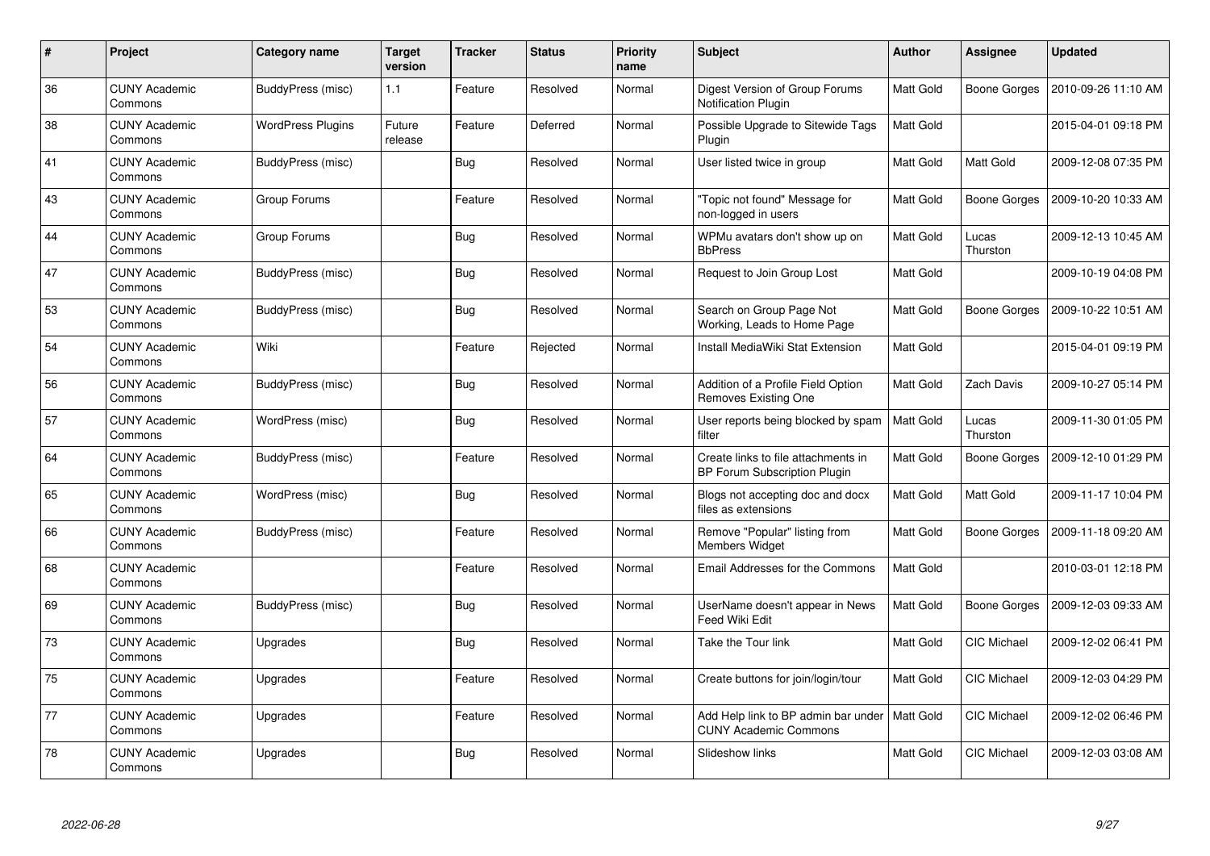| # | Project | Category name | Target version | Tracker | Status | Priority name | Subject | Author | Assignee | Updated |
|---|---|---|---|---|---|---|---|---|---|---|
| 36 | CUNY Academic Commons | BuddyPress (misc) | 1.1 | Feature | Resolved | Normal | Digest Version of Group Forums Notification Plugin | Matt Gold | Boone Gorges | 2010-09-26 11:10 AM |
| 38 | CUNY Academic Commons | WordPress Plugins | Future release | Feature | Deferred | Normal | Possible Upgrade to Sitewide Tags Plugin | Matt Gold | | 2015-04-01 09:18 PM |
| 41 | CUNY Academic Commons | BuddyPress (misc) | | Bug | Resolved | Normal | User listed twice in group | Matt Gold | Matt Gold | 2009-12-08 07:35 PM |
| 43 | CUNY Academic Commons | Group Forums | | Feature | Resolved | Normal | "Topic not found" Message for non-logged in users | Matt Gold | Boone Gorges | 2009-10-20 10:33 AM |
| 44 | CUNY Academic Commons | Group Forums | | Bug | Resolved | Normal | WPMu avatars don't show up on BbPress | Matt Gold | Lucas Thurston | 2009-12-13 10:45 AM |
| 47 | CUNY Academic Commons | BuddyPress (misc) | | Bug | Resolved | Normal | Request to Join Group Lost | Matt Gold | | 2009-10-19 04:08 PM |
| 53 | CUNY Academic Commons | BuddyPress (misc) | | Bug | Resolved | Normal | Search on Group Page Not Working, Leads to Home Page | Matt Gold | Boone Gorges | 2009-10-22 10:51 AM |
| 54 | CUNY Academic Commons | Wiki | | Feature | Rejected | Normal | Install MediaWiki Stat Extension | Matt Gold | | 2015-04-01 09:19 PM |
| 56 | CUNY Academic Commons | BuddyPress (misc) | | Bug | Resolved | Normal | Addition of a Profile Field Option Removes Existing One | Matt Gold | Zach Davis | 2009-10-27 05:14 PM |
| 57 | CUNY Academic Commons | WordPress (misc) | | Bug | Resolved | Normal | User reports being blocked by spam filter | Matt Gold | Lucas Thurston | 2009-11-30 01:05 PM |
| 64 | CUNY Academic Commons | BuddyPress (misc) | | Feature | Resolved | Normal | Create links to file attachments in BP Forum Subscription Plugin | Matt Gold | Boone Gorges | 2009-12-10 01:29 PM |
| 65 | CUNY Academic Commons | WordPress (misc) | | Bug | Resolved | Normal | Blogs not accepting doc and docx files as extensions | Matt Gold | Matt Gold | 2009-11-17 10:04 PM |
| 66 | CUNY Academic Commons | BuddyPress (misc) | | Feature | Resolved | Normal | Remove "Popular" listing from Members Widget | Matt Gold | Boone Gorges | 2009-11-18 09:20 AM |
| 68 | CUNY Academic Commons | | | Feature | Resolved | Normal | Email Addresses for the Commons | Matt Gold | | 2010-03-01 12:18 PM |
| 69 | CUNY Academic Commons | BuddyPress (misc) | | Bug | Resolved | Normal | UserName doesn't appear in News Feed Wiki Edit | Matt Gold | Boone Gorges | 2009-12-03 09:33 AM |
| 73 | CUNY Academic Commons | Upgrades | | Bug | Resolved | Normal | Take the Tour link | Matt Gold | CIC Michael | 2009-12-02 06:41 PM |
| 75 | CUNY Academic Commons | Upgrades | | Feature | Resolved | Normal | Create buttons for join/login/tour | Matt Gold | CIC Michael | 2009-12-03 04:29 PM |
| 77 | CUNY Academic Commons | Upgrades | | Feature | Resolved | Normal | Add Help link to BP admin bar under CUNY Academic Commons | Matt Gold | CIC Michael | 2009-12-02 06:46 PM |
| 78 | CUNY Academic Commons | Upgrades | | Bug | Resolved | Normal | Slideshow links | Matt Gold | CIC Michael | 2009-12-03 03:08 AM |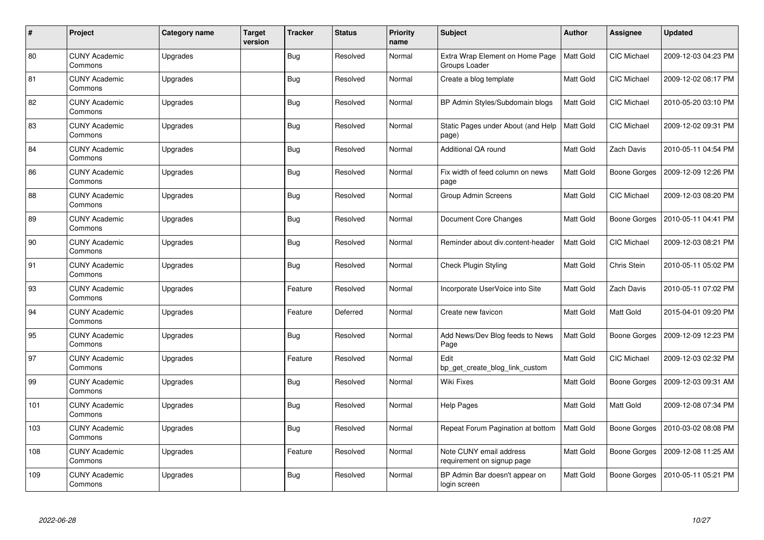| # | Project | Category name | Target version | Tracker | Status | Priority name | Subject | Author | Assignee | Updated |
|---|---|---|---|---|---|---|---|---|---|---|
| 80 | CUNY Academic Commons | Upgrades | | Bug | Resolved | Normal | Extra Wrap Element on Home Page Groups Loader | Matt Gold | CIC Michael | 2009-12-03 04:23 PM |
| 81 | CUNY Academic Commons | Upgrades | | Bug | Resolved | Normal | Create a blog template | Matt Gold | CIC Michael | 2009-12-02 08:17 PM |
| 82 | CUNY Academic Commons | Upgrades | | Bug | Resolved | Normal | BP Admin Styles/Subdomain blogs | Matt Gold | CIC Michael | 2010-05-20 03:10 PM |
| 83 | CUNY Academic Commons | Upgrades | | Bug | Resolved | Normal | Static Pages under About (and Help page) | Matt Gold | CIC Michael | 2009-12-02 09:31 PM |
| 84 | CUNY Academic Commons | Upgrades | | Bug | Resolved | Normal | Additional QA round | Matt Gold | Zach Davis | 2010-05-11 04:54 PM |
| 86 | CUNY Academic Commons | Upgrades | | Bug | Resolved | Normal | Fix width of feed column on news page | Matt Gold | Boone Gorges | 2009-12-09 12:26 PM |
| 88 | CUNY Academic Commons | Upgrades | | Bug | Resolved | Normal | Group Admin Screens | Matt Gold | CIC Michael | 2009-12-03 08:20 PM |
| 89 | CUNY Academic Commons | Upgrades | | Bug | Resolved | Normal | Document Core Changes | Matt Gold | Boone Gorges | 2010-05-11 04:41 PM |
| 90 | CUNY Academic Commons | Upgrades | | Bug | Resolved | Normal | Reminder about div.content-header | Matt Gold | CIC Michael | 2009-12-03 08:21 PM |
| 91 | CUNY Academic Commons | Upgrades | | Bug | Resolved | Normal | Check Plugin Styling | Matt Gold | Chris Stein | 2010-05-11 05:02 PM |
| 93 | CUNY Academic Commons | Upgrades | | Feature | Resolved | Normal | Incorporate UserVoice into Site | Matt Gold | Zach Davis | 2010-05-11 07:02 PM |
| 94 | CUNY Academic Commons | Upgrades | | Feature | Deferred | Normal | Create new favicon | Matt Gold | Matt Gold | 2015-04-01 09:20 PM |
| 95 | CUNY Academic Commons | Upgrades | | Bug | Resolved | Normal | Add News/Dev Blog feeds to News Page | Matt Gold | Boone Gorges | 2009-12-09 12:23 PM |
| 97 | CUNY Academic Commons | Upgrades | | Feature | Resolved | Normal | Edit bp_get_create_blog_link_custom | Matt Gold | CIC Michael | 2009-12-03 02:32 PM |
| 99 | CUNY Academic Commons | Upgrades | | Bug | Resolved | Normal | Wiki Fixes | Matt Gold | Boone Gorges | 2009-12-03 09:31 AM |
| 101 | CUNY Academic Commons | Upgrades | | Bug | Resolved | Normal | Help Pages | Matt Gold | Matt Gold | 2009-12-08 07:34 PM |
| 103 | CUNY Academic Commons | Upgrades | | Bug | Resolved | Normal | Repeat Forum Pagination at bottom | Matt Gold | Boone Gorges | 2010-03-02 08:08 PM |
| 108 | CUNY Academic Commons | Upgrades | | Feature | Resolved | Normal | Note CUNY email address requirement on signup page | Matt Gold | Boone Gorges | 2009-12-08 11:25 AM |
| 109 | CUNY Academic Commons | Upgrades | | Bug | Resolved | Normal | BP Admin Bar doesn't appear on login screen | Matt Gold | Boone Gorges | 2010-05-11 05:21 PM |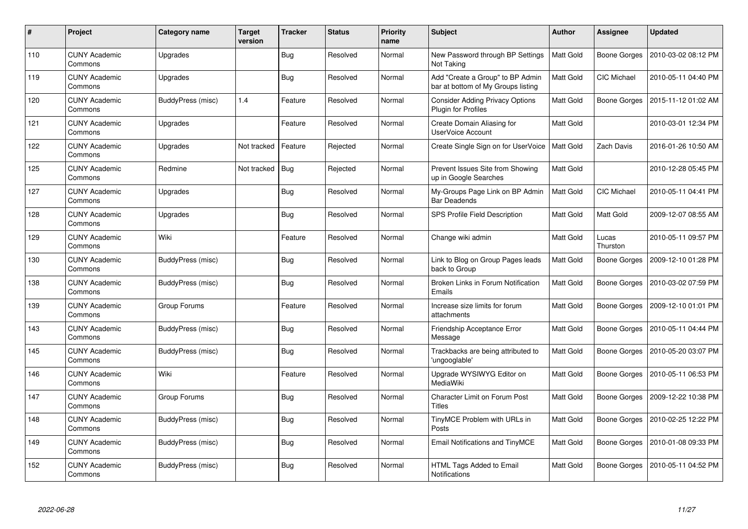| # | Project | Category name | Target version | Tracker | Status | Priority name | Subject | Author | Assignee | Updated |
|---|---|---|---|---|---|---|---|---|---|---|
| 110 | CUNY Academic Commons | Upgrades | | Bug | Resolved | Normal | New Password through BP Settings Not Taking | Matt Gold | Boone Gorges | 2010-03-02 08:12 PM |
| 119 | CUNY Academic Commons | Upgrades | | Bug | Resolved | Normal | Add "Create a Group" to BP Admin bar at bottom of My Groups listing | Matt Gold | CIC Michael | 2010-05-11 04:40 PM |
| 120 | CUNY Academic Commons | BuddyPress (misc) | 1.4 | Feature | Resolved | Normal | Consider Adding Privacy Options Plugin for Profiles | Matt Gold | Boone Gorges | 2015-11-12 01:02 AM |
| 121 | CUNY Academic Commons | Upgrades | | Feature | Resolved | Normal | Create Domain Aliasing for UserVoice Account | Matt Gold | | 2010-03-01 12:34 PM |
| 122 | CUNY Academic Commons | Upgrades | Not tracked | Feature | Rejected | Normal | Create Single Sign on for UserVoice | Matt Gold | Zach Davis | 2016-01-26 10:50 AM |
| 125 | CUNY Academic Commons | Redmine | Not tracked | Bug | Rejected | Normal | Prevent Issues Site from Showing up in Google Searches | Matt Gold | | 2010-12-28 05:45 PM |
| 127 | CUNY Academic Commons | Upgrades | | Bug | Resolved | Normal | My-Groups Page Link on BP Admin Bar Deadends | Matt Gold | CIC Michael | 2010-05-11 04:41 PM |
| 128 | CUNY Academic Commons | Upgrades | | Bug | Resolved | Normal | SPS Profile Field Description | Matt Gold | Matt Gold | 2009-12-07 08:55 AM |
| 129 | CUNY Academic Commons | Wiki | | Feature | Resolved | Normal | Change wiki admin | Matt Gold | Lucas Thurston | 2010-05-11 09:57 PM |
| 130 | CUNY Academic Commons | BuddyPress (misc) | | Bug | Resolved | Normal | Link to Blog on Group Pages leads back to Group | Matt Gold | Boone Gorges | 2009-12-10 01:28 PM |
| 138 | CUNY Academic Commons | BuddyPress (misc) | | Bug | Resolved | Normal | Broken Links in Forum Notification Emails | Matt Gold | Boone Gorges | 2010-03-02 07:59 PM |
| 139 | CUNY Academic Commons | Group Forums | | Feature | Resolved | Normal | Increase size limits for forum attachments | Matt Gold | Boone Gorges | 2009-12-10 01:01 PM |
| 143 | CUNY Academic Commons | BuddyPress (misc) | | Bug | Resolved | Normal | Friendship Acceptance Error Message | Matt Gold | Boone Gorges | 2010-05-11 04:44 PM |
| 145 | CUNY Academic Commons | BuddyPress (misc) | | Bug | Resolved | Normal | Trackbacks are being attributed to 'ungooglable' | Matt Gold | Boone Gorges | 2010-05-20 03:07 PM |
| 146 | CUNY Academic Commons | Wiki | | Feature | Resolved | Normal | Upgrade WYSIWYG Editor on MediaWiki | Matt Gold | Boone Gorges | 2010-05-11 06:53 PM |
| 147 | CUNY Academic Commons | Group Forums | | Bug | Resolved | Normal | Character Limit on Forum Post Titles | Matt Gold | Boone Gorges | 2009-12-22 10:38 PM |
| 148 | CUNY Academic Commons | BuddyPress (misc) | | Bug | Resolved | Normal | TinyMCE Problem with URLs in Posts | Matt Gold | Boone Gorges | 2010-02-25 12:22 PM |
| 149 | CUNY Academic Commons | BuddyPress (misc) | | Bug | Resolved | Normal | Email Notifications and TinyMCE | Matt Gold | Boone Gorges | 2010-01-08 09:33 PM |
| 152 | CUNY Academic Commons | BuddyPress (misc) | | Bug | Resolved | Normal | HTML Tags Added to Email Notifications | Matt Gold | Boone Gorges | 2010-05-11 04:52 PM |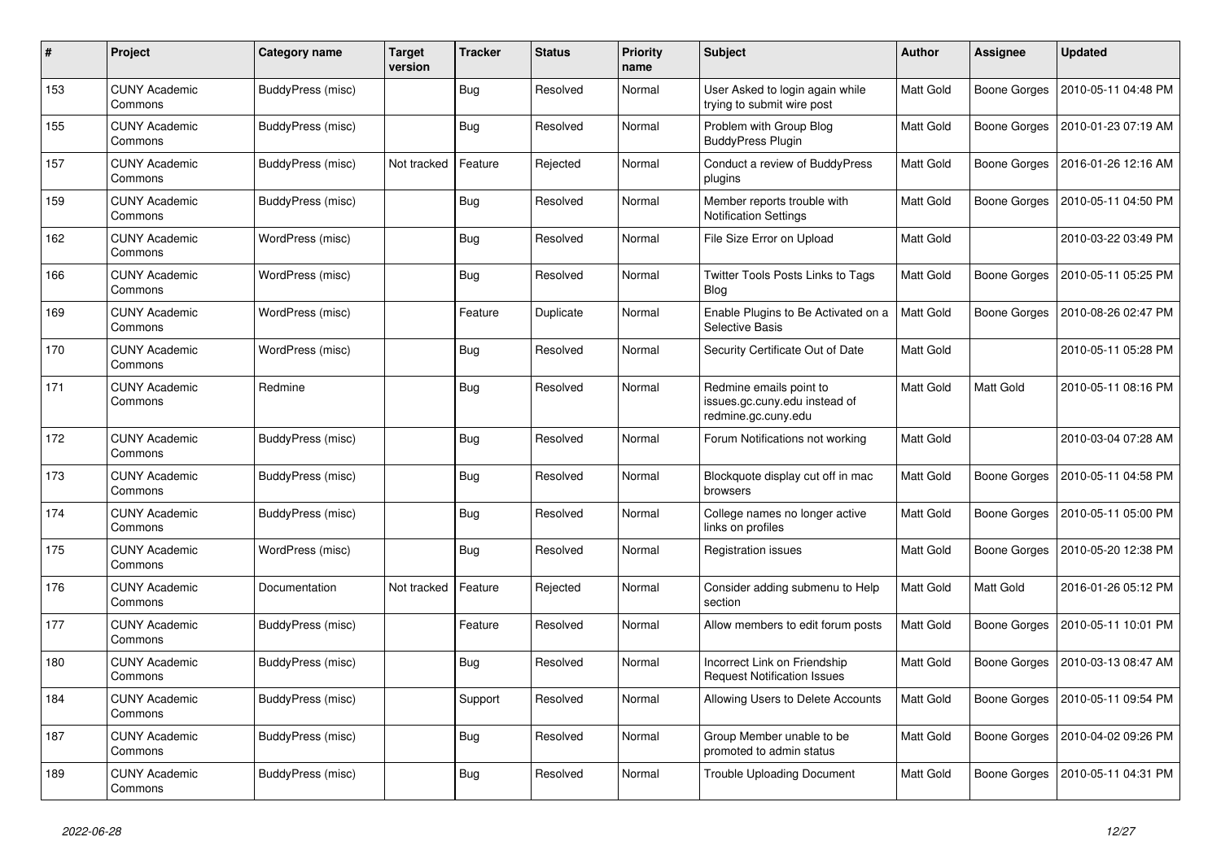| # | Project | Category name | Target version | Tracker | Status | Priority name | Subject | Author | Assignee | Updated |
|---|---|---|---|---|---|---|---|---|---|---|
| 153 | CUNY Academic Commons | BuddyPress (misc) | | Bug | Resolved | Normal | User Asked to login again while trying to submit wire post | Matt Gold | Boone Gorges | 2010-05-11 04:48 PM |
| 155 | CUNY Academic Commons | BuddyPress (misc) | | Bug | Resolved | Normal | Problem with Group Blog BuddyPress Plugin | Matt Gold | Boone Gorges | 2010-01-23 07:19 AM |
| 157 | CUNY Academic Commons | BuddyPress (misc) | Not tracked | Feature | Rejected | Normal | Conduct a review of BuddyPress plugins | Matt Gold | Boone Gorges | 2016-01-26 12:16 AM |
| 159 | CUNY Academic Commons | BuddyPress (misc) | | Bug | Resolved | Normal | Member reports trouble with Notification Settings | Matt Gold | Boone Gorges | 2010-05-11 04:50 PM |
| 162 | CUNY Academic Commons | WordPress (misc) | | Bug | Resolved | Normal | File Size Error on Upload | Matt Gold | | 2010-03-22 03:49 PM |
| 166 | CUNY Academic Commons | WordPress (misc) | | Bug | Resolved | Normal | Twitter Tools Posts Links to Tags Blog | Matt Gold | Boone Gorges | 2010-05-11 05:25 PM |
| 169 | CUNY Academic Commons | WordPress (misc) | | Feature | Duplicate | Normal | Enable Plugins to Be Activated on a Selective Basis | Matt Gold | Boone Gorges | 2010-08-26 02:47 PM |
| 170 | CUNY Academic Commons | WordPress (misc) | | Bug | Resolved | Normal | Security Certificate Out of Date | Matt Gold | | 2010-05-11 05:28 PM |
| 171 | CUNY Academic Commons | Redmine | | Bug | Resolved | Normal | Redmine emails point to issues.gc.cuny.edu instead of redmine.gc.cuny.edu | Matt Gold | Matt Gold | 2010-05-11 08:16 PM |
| 172 | CUNY Academic Commons | BuddyPress (misc) | | Bug | Resolved | Normal | Forum Notifications not working | Matt Gold | | 2010-03-04 07:28 AM |
| 173 | CUNY Academic Commons | BuddyPress (misc) | | Bug | Resolved | Normal | Blockquote display cut off in mac browsers | Matt Gold | Boone Gorges | 2010-05-11 04:58 PM |
| 174 | CUNY Academic Commons | BuddyPress (misc) | | Bug | Resolved | Normal | College names no longer active links on profiles | Matt Gold | Boone Gorges | 2010-05-11 05:00 PM |
| 175 | CUNY Academic Commons | WordPress (misc) | | Bug | Resolved | Normal | Registration issues | Matt Gold | Boone Gorges | 2010-05-20 12:38 PM |
| 176 | CUNY Academic Commons | Documentation | Not tracked | Feature | Rejected | Normal | Consider adding submenu to Help section | Matt Gold | Matt Gold | 2016-01-26 05:12 PM |
| 177 | CUNY Academic Commons | BuddyPress (misc) | | Feature | Resolved | Normal | Allow members to edit forum posts | Matt Gold | Boone Gorges | 2010-05-11 10:01 PM |
| 180 | CUNY Academic Commons | BuddyPress (misc) | | Bug | Resolved | Normal | Incorrect Link on Friendship Request Notification Issues | Matt Gold | Boone Gorges | 2010-03-13 08:47 AM |
| 184 | CUNY Academic Commons | BuddyPress (misc) | | Support | Resolved | Normal | Allowing Users to Delete Accounts | Matt Gold | Boone Gorges | 2010-05-11 09:54 PM |
| 187 | CUNY Academic Commons | BuddyPress (misc) | | Bug | Resolved | Normal | Group Member unable to be promoted to admin status | Matt Gold | Boone Gorges | 2010-04-02 09:26 PM |
| 189 | CUNY Academic Commons | BuddyPress (misc) | | Bug | Resolved | Normal | Trouble Uploading Document | Matt Gold | Boone Gorges | 2010-05-11 04:31 PM |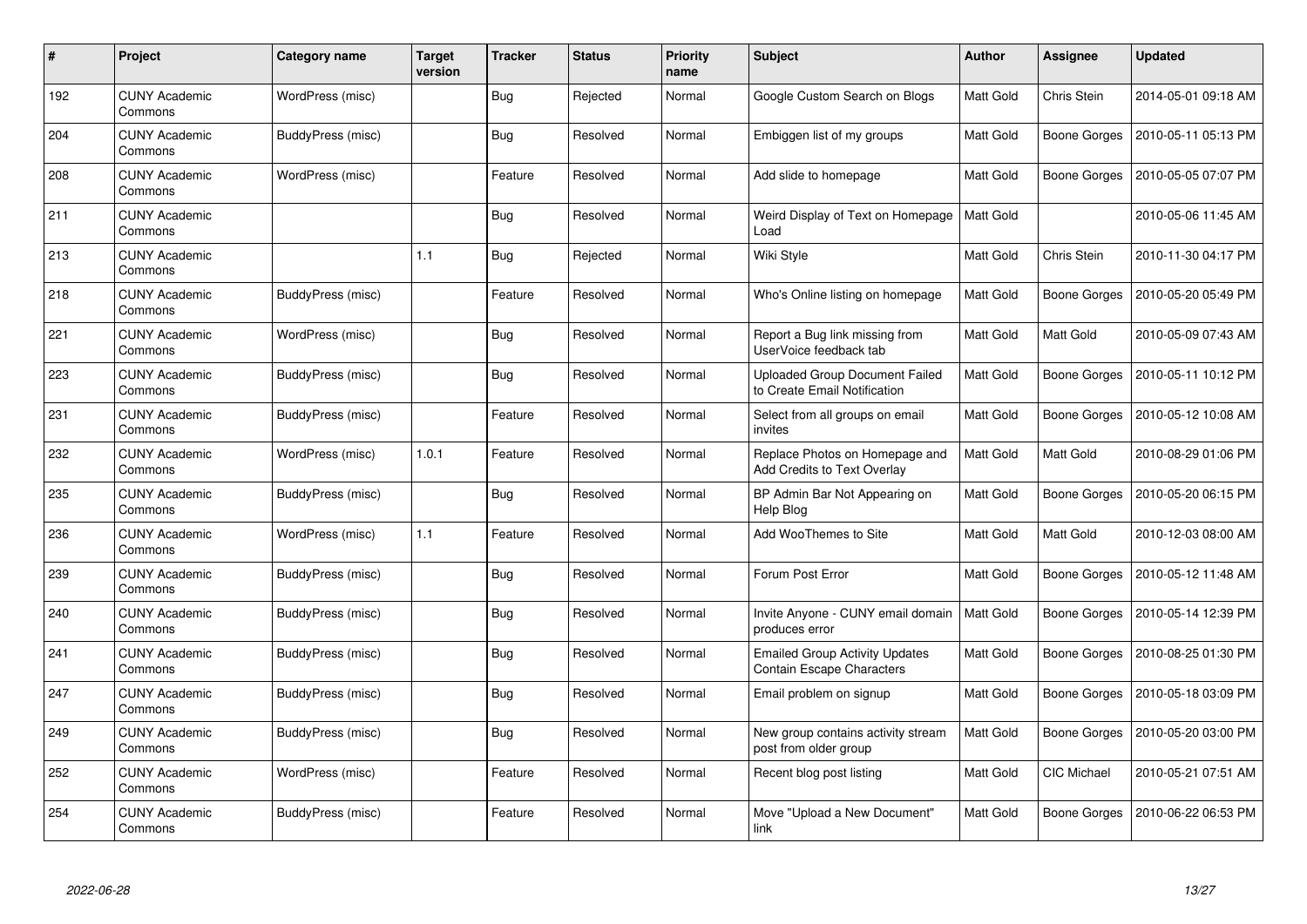| # | Project | Category name | Target version | Tracker | Status | Priority name | Subject | Author | Assignee | Updated |
|---|---|---|---|---|---|---|---|---|---|---|
| 192 | CUNY Academic Commons | WordPress (misc) | | Bug | Rejected | Normal | Google Custom Search on Blogs | Matt Gold | Chris Stein | 2014-05-01 09:18 AM |
| 204 | CUNY Academic Commons | BuddyPress (misc) | | Bug | Resolved | Normal | Embiggen list of my groups | Matt Gold | Boone Gorges | 2010-05-11 05:13 PM |
| 208 | CUNY Academic Commons | WordPress (misc) | | Feature | Resolved | Normal | Add slide to homepage | Matt Gold | Boone Gorges | 2010-05-05 07:07 PM |
| 211 | CUNY Academic Commons | | | Bug | Resolved | Normal | Weird Display of Text on Homepage Load | Matt Gold | | 2010-05-06 11:45 AM |
| 213 | CUNY Academic Commons | | 1.1 | Bug | Rejected | Normal | Wiki Style | Matt Gold | Chris Stein | 2010-11-30 04:17 PM |
| 218 | CUNY Academic Commons | BuddyPress (misc) | | Feature | Resolved | Normal | Who's Online listing on homepage | Matt Gold | Boone Gorges | 2010-05-20 05:49 PM |
| 221 | CUNY Academic Commons | WordPress (misc) | | Bug | Resolved | Normal | Report a Bug link missing from UserVoice feedback tab | Matt Gold | Matt Gold | 2010-05-09 07:43 AM |
| 223 | CUNY Academic Commons | BuddyPress (misc) | | Bug | Resolved | Normal | Uploaded Group Document Failed to Create Email Notification | Matt Gold | Boone Gorges | 2010-05-11 10:12 PM |
| 231 | CUNY Academic Commons | BuddyPress (misc) | | Feature | Resolved | Normal | Select from all groups on email invites | Matt Gold | Boone Gorges | 2010-05-12 10:08 AM |
| 232 | CUNY Academic Commons | WordPress (misc) | 1.0.1 | Feature | Resolved | Normal | Replace Photos on Homepage and Add Credits to Text Overlay | Matt Gold | Matt Gold | 2010-08-29 01:06 PM |
| 235 | CUNY Academic Commons | BuddyPress (misc) | | Bug | Resolved | Normal | BP Admin Bar Not Appearing on Help Blog | Matt Gold | Boone Gorges | 2010-05-20 06:15 PM |
| 236 | CUNY Academic Commons | WordPress (misc) | 1.1 | Feature | Resolved | Normal | Add WooThemes to Site | Matt Gold | Matt Gold | 2010-12-03 08:00 AM |
| 239 | CUNY Academic Commons | BuddyPress (misc) | | Bug | Resolved | Normal | Forum Post Error | Matt Gold | Boone Gorges | 2010-05-12 11:48 AM |
| 240 | CUNY Academic Commons | BuddyPress (misc) | | Bug | Resolved | Normal | Invite Anyone - CUNY email domain produces error | Matt Gold | Boone Gorges | 2010-05-14 12:39 PM |
| 241 | CUNY Academic Commons | BuddyPress (misc) | | Bug | Resolved | Normal | Emailed Group Activity Updates Contain Escape Characters | Matt Gold | Boone Gorges | 2010-08-25 01:30 PM |
| 247 | CUNY Academic Commons | BuddyPress (misc) | | Bug | Resolved | Normal | Email problem on signup | Matt Gold | Boone Gorges | 2010-05-18 03:09 PM |
| 249 | CUNY Academic Commons | BuddyPress (misc) | | Bug | Resolved | Normal | New group contains activity stream post from older group | Matt Gold | Boone Gorges | 2010-05-20 03:00 PM |
| 252 | CUNY Academic Commons | WordPress (misc) | | Feature | Resolved | Normal | Recent blog post listing | Matt Gold | CIC Michael | 2010-05-21 07:51 AM |
| 254 | CUNY Academic Commons | BuddyPress (misc) | | Feature | Resolved | Normal | Move "Upload a New Document" link | Matt Gold | Boone Gorges | 2010-06-22 06:53 PM |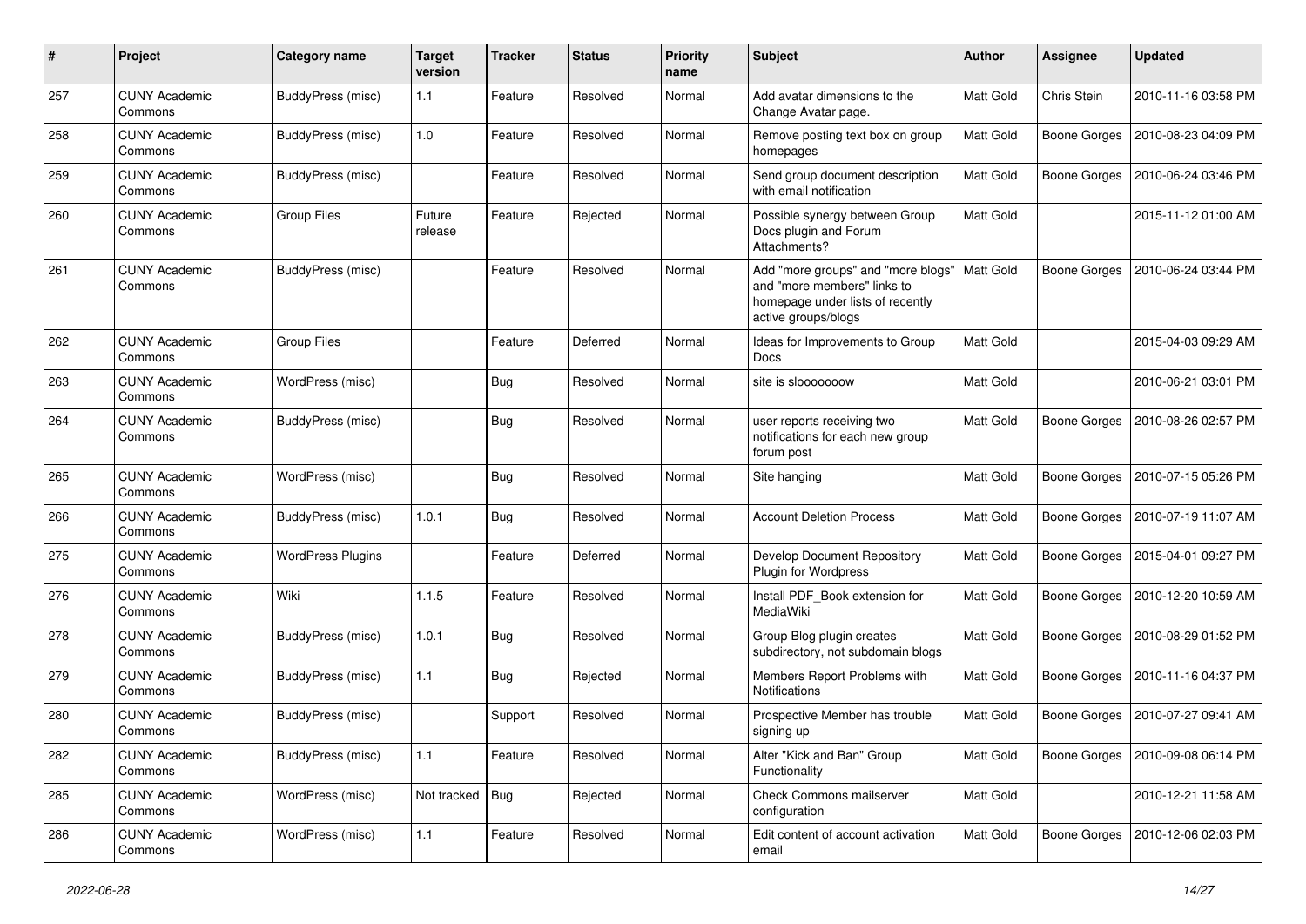| # | Project | Category name | Target version | Tracker | Status | Priority name | Subject | Author | Assignee | Updated |
|---|---|---|---|---|---|---|---|---|---|---|
| 257 | CUNY Academic Commons | BuddyPress (misc) | 1.1 | Feature | Resolved | Normal | Add avatar dimensions to the Change Avatar page. | Matt Gold | Chris Stein | 2010-11-16 03:58 PM |
| 258 | CUNY Academic Commons | BuddyPress (misc) | 1.0 | Feature | Resolved | Normal | Remove posting text box on group homepages | Matt Gold | Boone Gorges | 2010-08-23 04:09 PM |
| 259 | CUNY Academic Commons | BuddyPress (misc) | | Feature | Resolved | Normal | Send group document description with email notification | Matt Gold | Boone Gorges | 2010-06-24 03:46 PM |
| 260 | CUNY Academic Commons | Group Files | Future release | Feature | Rejected | Normal | Possible synergy between Group Docs plugin and Forum Attachments? | Matt Gold | | 2015-11-12 01:00 AM |
| 261 | CUNY Academic Commons | BuddyPress (misc) | | Feature | Resolved | Normal | Add "more groups" and "more blogs" and "more members" links to homepage under lists of recently active groups/blogs | Matt Gold | Boone Gorges | 2010-06-24 03:44 PM |
| 262 | CUNY Academic Commons | Group Files | | Feature | Deferred | Normal | Ideas for Improvements to Group Docs | Matt Gold | | 2015-04-03 09:29 AM |
| 263 | CUNY Academic Commons | WordPress (misc) | | Bug | Resolved | Normal | site is slooooooow | Matt Gold | | 2010-06-21 03:01 PM |
| 264 | CUNY Academic Commons | BuddyPress (misc) | | Bug | Resolved | Normal | user reports receiving two notifications for each new group forum post | Matt Gold | Boone Gorges | 2010-08-26 02:57 PM |
| 265 | CUNY Academic Commons | WordPress (misc) | | Bug | Resolved | Normal | Site hanging | Matt Gold | Boone Gorges | 2010-07-15 05:26 PM |
| 266 | CUNY Academic Commons | BuddyPress (misc) | 1.0.1 | Bug | Resolved | Normal | Account Deletion Process | Matt Gold | Boone Gorges | 2010-07-19 11:07 AM |
| 275 | CUNY Academic Commons | WordPress Plugins | | Feature | Deferred | Normal | Develop Document Repository Plugin for Wordpress | Matt Gold | Boone Gorges | 2015-04-01 09:27 PM |
| 276 | CUNY Academic Commons | Wiki | 1.1.5 | Feature | Resolved | Normal | Install PDF_Book extension for MediaWiki | Matt Gold | Boone Gorges | 2010-12-20 10:59 AM |
| 278 | CUNY Academic Commons | BuddyPress (misc) | 1.0.1 | Bug | Resolved | Normal | Group Blog plugin creates subdirectory, not subdomain blogs | Matt Gold | Boone Gorges | 2010-08-29 01:52 PM |
| 279 | CUNY Academic Commons | BuddyPress (misc) | 1.1 | Bug | Rejected | Normal | Members Report Problems with Notifications | Matt Gold | Boone Gorges | 2010-11-16 04:37 PM |
| 280 | CUNY Academic Commons | BuddyPress (misc) | | Support | Resolved | Normal | Prospective Member has trouble signing up | Matt Gold | Boone Gorges | 2010-07-27 09:41 AM |
| 282 | CUNY Academic Commons | BuddyPress (misc) | 1.1 | Feature | Resolved | Normal | Alter "Kick and Ban" Group Functionality | Matt Gold | Boone Gorges | 2010-09-08 06:14 PM |
| 285 | CUNY Academic Commons | WordPress (misc) | Not tracked | Bug | Rejected | Normal | Check Commons mailserver configuration | Matt Gold | | 2010-12-21 11:58 AM |
| 286 | CUNY Academic Commons | WordPress (misc) | 1.1 | Feature | Resolved | Normal | Edit content of account activation email | Matt Gold | Boone Gorges | 2010-12-06 02:03 PM |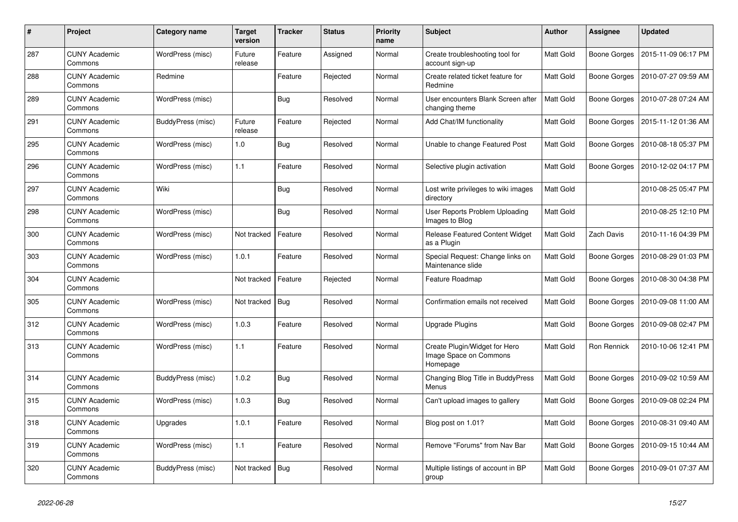| # | Project | Category name | Target version | Tracker | Status | Priority name | Subject | Author | Assignee | Updated |
|---|---|---|---|---|---|---|---|---|---|---|
| 287 | CUNY Academic Commons | WordPress (misc) | Future release | Feature | Assigned | Normal | Create troubleshooting tool for account sign-up | Matt Gold | Boone Gorges | 2015-11-09 06:17 PM |
| 288 | CUNY Academic Commons | Redmine | | Feature | Rejected | Normal | Create related ticket feature for Redmine | Matt Gold | Boone Gorges | 2010-07-27 09:59 AM |
| 289 | CUNY Academic Commons | WordPress (misc) | | Bug | Resolved | Normal | User encounters Blank Screen after changing theme | Matt Gold | Boone Gorges | 2010-07-28 07:24 AM |
| 291 | CUNY Academic Commons | BuddyPress (misc) | Future release | Feature | Rejected | Normal | Add Chat/IM functionality | Matt Gold | Boone Gorges | 2015-11-12 01:36 AM |
| 295 | CUNY Academic Commons | WordPress (misc) | 1.0 | Bug | Resolved | Normal | Unable to change Featured Post | Matt Gold | Boone Gorges | 2010-08-18 05:37 PM |
| 296 | CUNY Academic Commons | WordPress (misc) | 1.1 | Feature | Resolved | Normal | Selective plugin activation | Matt Gold | Boone Gorges | 2010-12-02 04:17 PM |
| 297 | CUNY Academic Commons | Wiki | | Bug | Resolved | Normal | Lost write privileges to wiki images directory | Matt Gold | | 2010-08-25 05:47 PM |
| 298 | CUNY Academic Commons | WordPress (misc) | | Bug | Resolved | Normal | User Reports Problem Uploading Images to Blog | Matt Gold | | 2010-08-25 12:10 PM |
| 300 | CUNY Academic Commons | WordPress (misc) | Not tracked | Feature | Resolved | Normal | Release Featured Content Widget as a Plugin | Matt Gold | Zach Davis | 2010-11-16 04:39 PM |
| 303 | CUNY Academic Commons | WordPress (misc) | 1.0.1 | Feature | Resolved | Normal | Special Request: Change links on Maintenance slide | Matt Gold | Boone Gorges | 2010-08-29 01:03 PM |
| 304 | CUNY Academic Commons | | Not tracked | Feature | Rejected | Normal | Feature Roadmap | Matt Gold | Boone Gorges | 2010-08-30 04:38 PM |
| 305 | CUNY Academic Commons | WordPress (misc) | Not tracked | Bug | Resolved | Normal | Confirmation emails not received | Matt Gold | Boone Gorges | 2010-09-08 11:00 AM |
| 312 | CUNY Academic Commons | WordPress (misc) | 1.0.3 | Feature | Resolved | Normal | Upgrade Plugins | Matt Gold | Boone Gorges | 2010-09-08 02:47 PM |
| 313 | CUNY Academic Commons | WordPress (misc) | 1.1 | Feature | Resolved | Normal | Create Plugin/Widget for Hero Image Space on Commons Homepage | Matt Gold | Ron Rennick | 2010-10-06 12:41 PM |
| 314 | CUNY Academic Commons | BuddyPress (misc) | 1.0.2 | Bug | Resolved | Normal | Changing Blog Title in BuddyPress Menus | Matt Gold | Boone Gorges | 2010-09-02 10:59 AM |
| 315 | CUNY Academic Commons | WordPress (misc) | 1.0.3 | Bug | Resolved | Normal | Can't upload images to gallery | Matt Gold | Boone Gorges | 2010-09-08 02:24 PM |
| 318 | CUNY Academic Commons | Upgrades | 1.0.1 | Feature | Resolved | Normal | Blog post on 1.01? | Matt Gold | Boone Gorges | 2010-08-31 09:40 AM |
| 319 | CUNY Academic Commons | WordPress (misc) | 1.1 | Feature | Resolved | Normal | Remove "Forums" from Nav Bar | Matt Gold | Boone Gorges | 2010-09-15 10:44 AM |
| 320 | CUNY Academic Commons | BuddyPress (misc) | Not tracked | Bug | Resolved | Normal | Multiple listings of account in BP group | Matt Gold | Boone Gorges | 2010-09-01 07:37 AM |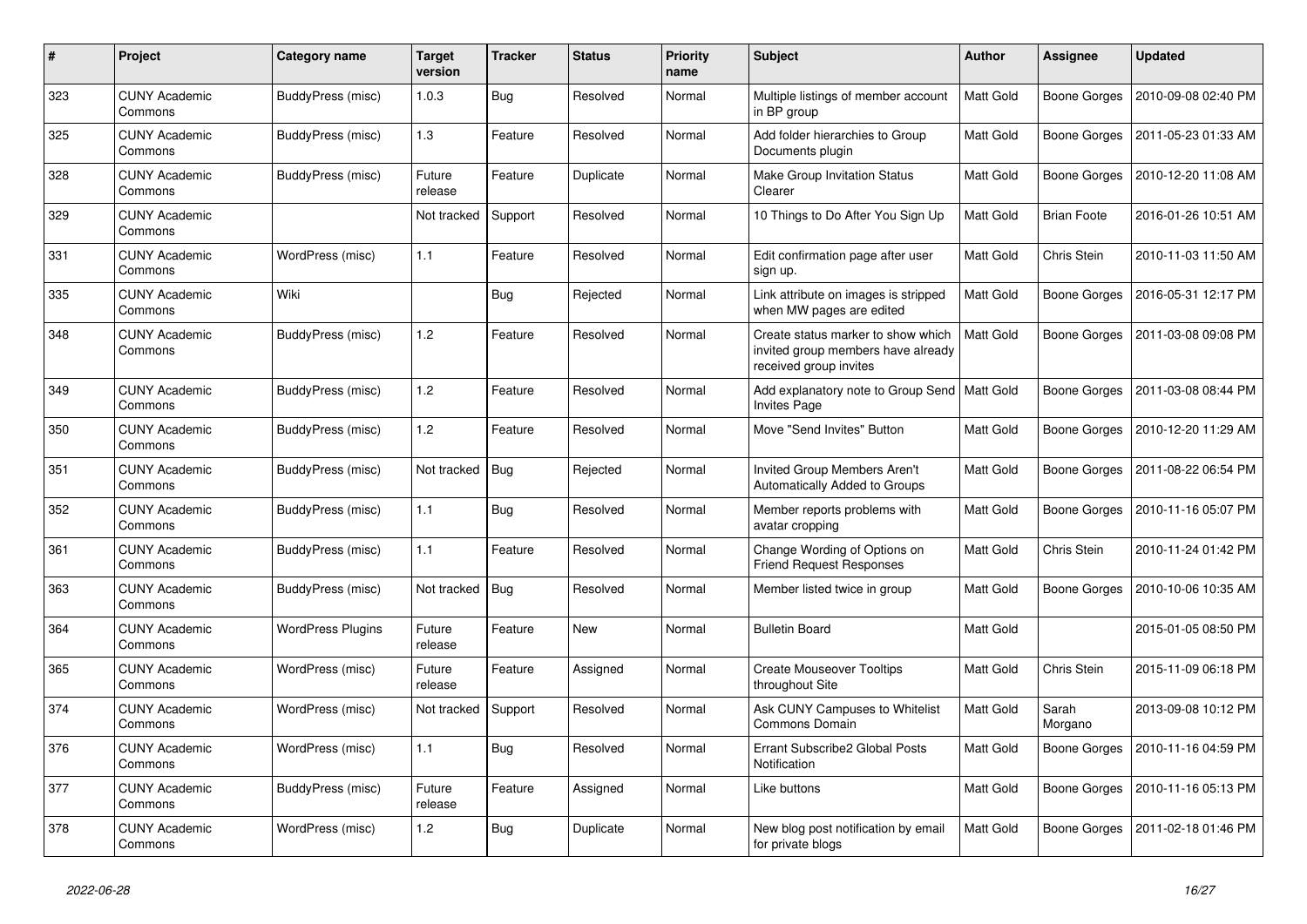| # | Project | Category name | Target version | Tracker | Status | Priority name | Subject | Author | Assignee | Updated |
|---|---|---|---|---|---|---|---|---|---|---|
| 323 | CUNY Academic Commons | BuddyPress (misc) | 1.0.3 | Bug | Resolved | Normal | Multiple listings of member account in BP group | Matt Gold | Boone Gorges | 2010-09-08 02:40 PM |
| 325 | CUNY Academic Commons | BuddyPress (misc) | 1.3 | Feature | Resolved | Normal | Add folder hierarchies to Group Documents plugin | Matt Gold | Boone Gorges | 2011-05-23 01:33 AM |
| 328 | CUNY Academic Commons | BuddyPress (misc) | Future release | Feature | Duplicate | Normal | Make Group Invitation Status Clearer | Matt Gold | Boone Gorges | 2010-12-20 11:08 AM |
| 329 | CUNY Academic Commons | | Not tracked | Support | Resolved | Normal | 10 Things to Do After You Sign Up | Matt Gold | Brian Foote | 2016-01-26 10:51 AM |
| 331 | CUNY Academic Commons | WordPress (misc) | 1.1 | Feature | Resolved | Normal | Edit confirmation page after user sign up. | Matt Gold | Chris Stein | 2010-11-03 11:50 AM |
| 335 | CUNY Academic Commons | Wiki | | Bug | Rejected | Normal | Link attribute on images is stripped when MW pages are edited | Matt Gold | Boone Gorges | 2016-05-31 12:17 PM |
| 348 | CUNY Academic Commons | BuddyPress (misc) | 1.2 | Feature | Resolved | Normal | Create status marker to show which invited group members have already received group invites | Matt Gold | Boone Gorges | 2011-03-08 09:08 PM |
| 349 | CUNY Academic Commons | BuddyPress (misc) | 1.2 | Feature | Resolved | Normal | Add explanatory note to Group Send Invites Page | Matt Gold | Boone Gorges | 2011-03-08 08:44 PM |
| 350 | CUNY Academic Commons | BuddyPress (misc) | 1.2 | Feature | Resolved | Normal | Move "Send Invites" Button | Matt Gold | Boone Gorges | 2010-12-20 11:29 AM |
| 351 | CUNY Academic Commons | BuddyPress (misc) | Not tracked | Bug | Rejected | Normal | Invited Group Members Aren't Automatically Added to Groups | Matt Gold | Boone Gorges | 2011-08-22 06:54 PM |
| 352 | CUNY Academic Commons | BuddyPress (misc) | 1.1 | Bug | Resolved | Normal | Member reports problems with avatar cropping | Matt Gold | Boone Gorges | 2010-11-16 05:07 PM |
| 361 | CUNY Academic Commons | BuddyPress (misc) | 1.1 | Feature | Resolved | Normal | Change Wording of Options on Friend Request Responses | Matt Gold | Chris Stein | 2010-11-24 01:42 PM |
| 363 | CUNY Academic Commons | BuddyPress (misc) | Not tracked | Bug | Resolved | Normal | Member listed twice in group | Matt Gold | Boone Gorges | 2010-10-06 10:35 AM |
| 364 | CUNY Academic Commons | WordPress Plugins | Future release | Feature | New | Normal | Bulletin Board | Matt Gold | | 2015-01-05 08:50 PM |
| 365 | CUNY Academic Commons | WordPress (misc) | Future release | Feature | Assigned | Normal | Create Mouseover Tooltips throughout Site | Matt Gold | Chris Stein | 2015-11-09 06:18 PM |
| 374 | CUNY Academic Commons | WordPress (misc) | Not tracked | Support | Resolved | Normal | Ask CUNY Campuses to Whitelist Commons Domain | Matt Gold | Sarah Morgano | 2013-09-08 10:12 PM |
| 376 | CUNY Academic Commons | WordPress (misc) | 1.1 | Bug | Resolved | Normal | Errant Subscribe2 Global Posts Notification | Matt Gold | Boone Gorges | 2010-11-16 04:59 PM |
| 377 | CUNY Academic Commons | BuddyPress (misc) | Future release | Feature | Assigned | Normal | Like buttons | Matt Gold | Boone Gorges | 2010-11-16 05:13 PM |
| 378 | CUNY Academic Commons | WordPress (misc) | 1.2 | Bug | Duplicate | Normal | New blog post notification by email for private blogs | Matt Gold | Boone Gorges | 2011-02-18 01:46 PM |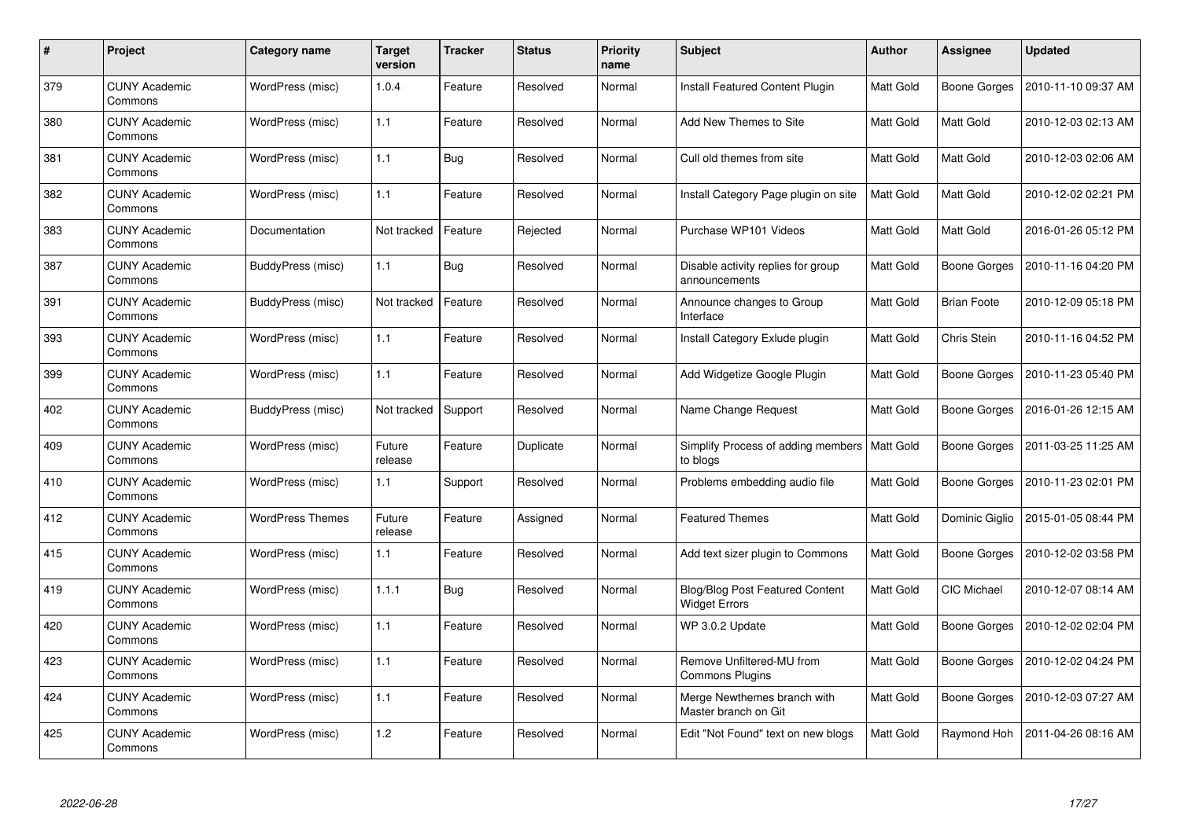| # | Project | Category name | Target version | Tracker | Status | Priority name | Subject | Author | Assignee | Updated |
|---|---|---|---|---|---|---|---|---|---|---|
| 379 | CUNY Academic Commons | WordPress (misc) | 1.0.4 | Feature | Resolved | Normal | Install Featured Content Plugin | Matt Gold | Boone Gorges | 2010-11-10 09:37 AM |
| 380 | CUNY Academic Commons | WordPress (misc) | 1.1 | Feature | Resolved | Normal | Add New Themes to Site | Matt Gold | Matt Gold | 2010-12-03 02:13 AM |
| 381 | CUNY Academic Commons | WordPress (misc) | 1.1 | Bug | Resolved | Normal | Cull old themes from site | Matt Gold | Matt Gold | 2010-12-03 02:06 AM |
| 382 | CUNY Academic Commons | WordPress (misc) | 1.1 | Feature | Resolved | Normal | Install Category Page plugin on site | Matt Gold | Matt Gold | 2010-12-02 02:21 PM |
| 383 | CUNY Academic Commons | Documentation | Not tracked | Feature | Rejected | Normal | Purchase WP101 Videos | Matt Gold | Matt Gold | 2016-01-26 05:12 PM |
| 387 | CUNY Academic Commons | BuddyPress (misc) | 1.1 | Bug | Resolved | Normal | Disable activity replies for group announcements | Matt Gold | Boone Gorges | 2010-11-16 04:20 PM |
| 391 | CUNY Academic Commons | BuddyPress (misc) | Not tracked | Feature | Resolved | Normal | Announce changes to Group Interface | Matt Gold | Brian Foote | 2010-12-09 05:18 PM |
| 393 | CUNY Academic Commons | WordPress (misc) | 1.1 | Feature | Resolved | Normal | Install Category Exlude plugin | Matt Gold | Chris Stein | 2010-11-16 04:52 PM |
| 399 | CUNY Academic Commons | WordPress (misc) | 1.1 | Feature | Resolved | Normal | Add Widgetize Google Plugin | Matt Gold | Boone Gorges | 2010-11-23 05:40 PM |
| 402 | CUNY Academic Commons | BuddyPress (misc) | Not tracked | Support | Resolved | Normal | Name Change Request | Matt Gold | Boone Gorges | 2016-01-26 12:15 AM |
| 409 | CUNY Academic Commons | WordPress (misc) | Future release | Feature | Duplicate | Normal | Simplify Process of adding members to blogs | Matt Gold | Boone Gorges | 2011-03-25 11:25 AM |
| 410 | CUNY Academic Commons | WordPress (misc) | 1.1 | Support | Resolved | Normal | Problems embedding audio file | Matt Gold | Boone Gorges | 2010-11-23 02:01 PM |
| 412 | CUNY Academic Commons | WordPress Themes | Future release | Feature | Assigned | Normal | Featured Themes | Matt Gold | Dominic Giglio | 2015-01-05 08:44 PM |
| 415 | CUNY Academic Commons | WordPress (misc) | 1.1 | Feature | Resolved | Normal | Add text sizer plugin to Commons | Matt Gold | Boone Gorges | 2010-12-02 03:58 PM |
| 419 | CUNY Academic Commons | WordPress (misc) | 1.1.1 | Bug | Resolved | Normal | Blog/Blog Post Featured Content Widget Errors | Matt Gold | CIC Michael | 2010-12-07 08:14 AM |
| 420 | CUNY Academic Commons | WordPress (misc) | 1.1 | Feature | Resolved | Normal | WP 3.0.2 Update | Matt Gold | Boone Gorges | 2010-12-02 02:04 PM |
| 423 | CUNY Academic Commons | WordPress (misc) | 1.1 | Feature | Resolved | Normal | Remove Unfiltered-MU from Commons Plugins | Matt Gold | Boone Gorges | 2010-12-02 04:24 PM |
| 424 | CUNY Academic Commons | WordPress (misc) | 1.1 | Feature | Resolved | Normal | Merge Newthemes branch with Master branch on Git | Matt Gold | Boone Gorges | 2010-12-03 07:27 AM |
| 425 | CUNY Academic Commons | WordPress (misc) | 1.2 | Feature | Resolved | Normal | Edit "Not Found" text on new blogs | Matt Gold | Raymond Hoh | 2011-04-26 08:16 AM |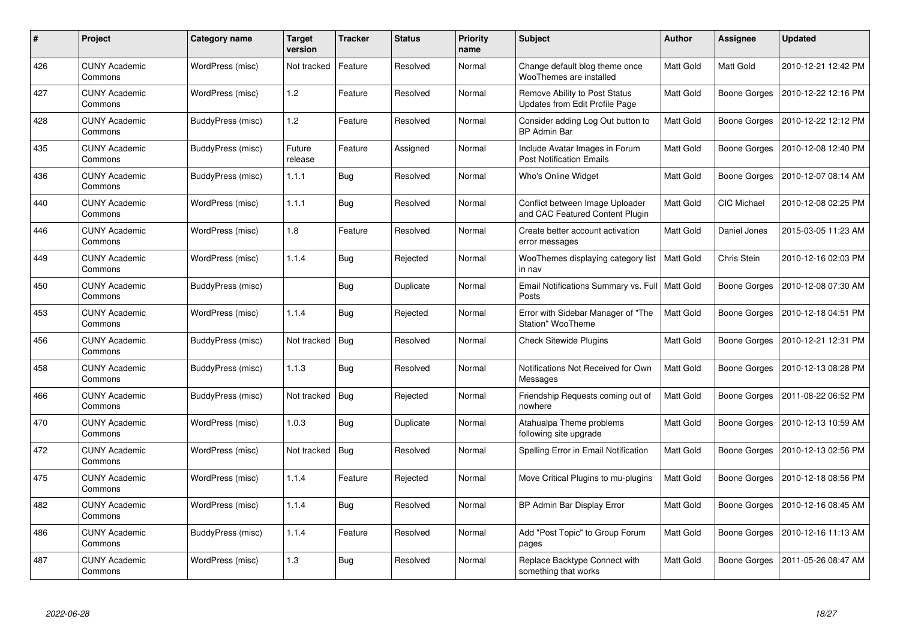| # | Project | Category name | Target version | Tracker | Status | Priority name | Subject | Author | Assignee | Updated |
|---|---|---|---|---|---|---|---|---|---|---|
| 426 | CUNY Academic Commons | WordPress (misc) | Not tracked | Feature | Resolved | Normal | Change default blog theme once WooThemes are installed | Matt Gold | Matt Gold | 2010-12-21 12:42 PM |
| 427 | CUNY Academic Commons | WordPress (misc) | 1.2 | Feature | Resolved | Normal | Remove Ability to Post Status Updates from Edit Profile Page | Matt Gold | Boone Gorges | 2010-12-22 12:16 PM |
| 428 | CUNY Academic Commons | BuddyPress (misc) | 1.2 | Feature | Resolved | Normal | Consider adding Log Out button to BP Admin Bar | Matt Gold | Boone Gorges | 2010-12-22 12:12 PM |
| 435 | CUNY Academic Commons | BuddyPress (misc) | Future release | Feature | Assigned | Normal | Include Avatar Images in Forum Post Notification Emails | Matt Gold | Boone Gorges | 2010-12-08 12:40 PM |
| 436 | CUNY Academic Commons | BuddyPress (misc) | 1.1.1 | Bug | Resolved | Normal | Who's Online Widget | Matt Gold | Boone Gorges | 2010-12-07 08:14 AM |
| 440 | CUNY Academic Commons | WordPress (misc) | 1.1.1 | Bug | Resolved | Normal | Conflict between Image Uploader and CAC Featured Content Plugin | Matt Gold | CIC Michael | 2010-12-08 02:25 PM |
| 446 | CUNY Academic Commons | WordPress (misc) | 1.8 | Feature | Resolved | Normal | Create better account activation error messages | Matt Gold | Daniel Jones | 2015-03-05 11:23 AM |
| 449 | CUNY Academic Commons | WordPress (misc) | 1.1.4 | Bug | Rejected | Normal | WooThemes displaying category list in nav | Matt Gold | Chris Stein | 2010-12-16 02:03 PM |
| 450 | CUNY Academic Commons | BuddyPress (misc) | | Bug | Duplicate | Normal | Email Notifications Summary vs. Full Posts | Matt Gold | Boone Gorges | 2010-12-08 07:30 AM |
| 453 | CUNY Academic Commons | WordPress (misc) | 1.1.4 | Bug | Rejected | Normal | Error with Sidebar Manager of "The Station" WooTheme | Matt Gold | Boone Gorges | 2010-12-18 04:51 PM |
| 456 | CUNY Academic Commons | BuddyPress (misc) | Not tracked | Bug | Resolved | Normal | Check Sitewide Plugins | Matt Gold | Boone Gorges | 2010-12-21 12:31 PM |
| 458 | CUNY Academic Commons | BuddyPress (misc) | 1.1.3 | Bug | Resolved | Normal | Notifications Not Received for Own Messages | Matt Gold | Boone Gorges | 2010-12-13 08:28 PM |
| 466 | CUNY Academic Commons | BuddyPress (misc) | Not tracked | Bug | Rejected | Normal | Friendship Requests coming out of nowhere | Matt Gold | Boone Gorges | 2011-08-22 06:52 PM |
| 470 | CUNY Academic Commons | WordPress (misc) | 1.0.3 | Bug | Duplicate | Normal | Atahualpa Theme problems following site upgrade | Matt Gold | Boone Gorges | 2010-12-13 10:59 AM |
| 472 | CUNY Academic Commons | WordPress (misc) | Not tracked | Bug | Resolved | Normal | Spelling Error in Email Notification | Matt Gold | Boone Gorges | 2010-12-13 02:56 PM |
| 475 | CUNY Academic Commons | WordPress (misc) | 1.1.4 | Feature | Rejected | Normal | Move Critical Plugins to mu-plugins | Matt Gold | Boone Gorges | 2010-12-18 08:56 PM |
| 482 | CUNY Academic Commons | WordPress (misc) | 1.1.4 | Bug | Resolved | Normal | BP Admin Bar Display Error | Matt Gold | Boone Gorges | 2010-12-16 08:45 AM |
| 486 | CUNY Academic Commons | BuddyPress (misc) | 1.1.4 | Feature | Resolved | Normal | Add "Post Topic" to Group Forum pages | Matt Gold | Boone Gorges | 2010-12-16 11:13 AM |
| 487 | CUNY Academic Commons | WordPress (misc) | 1.3 | Bug | Resolved | Normal | Replace Backtype Connect with something that works | Matt Gold | Boone Gorges | 2011-05-26 08:47 AM |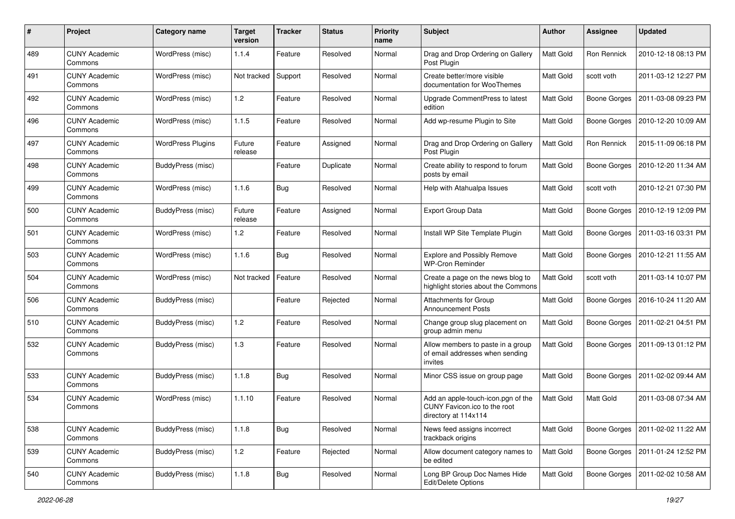| # | Project | Category name | Target version | Tracker | Status | Priority name | Subject | Author | Assignee | Updated |
|---|---|---|---|---|---|---|---|---|---|---|
| 489 | CUNY Academic Commons | WordPress (misc) | 1.1.4 | Feature | Resolved | Normal | Drag and Drop Ordering on Gallery Post Plugin | Matt Gold | Ron Rennick | 2010-12-18 08:13 PM |
| 491 | CUNY Academic Commons | WordPress (misc) | Not tracked | Support | Resolved | Normal | Create better/more visible documentation for WooThemes | Matt Gold | scott voth | 2011-03-12 12:27 PM |
| 492 | CUNY Academic Commons | WordPress (misc) | 1.2 | Feature | Resolved | Normal | Upgrade CommentPress to latest edition | Matt Gold | Boone Gorges | 2011-03-08 09:23 PM |
| 496 | CUNY Academic Commons | WordPress (misc) | 1.1.5 | Feature | Resolved | Normal | Add wp-resume Plugin to Site | Matt Gold | Boone Gorges | 2010-12-20 10:09 AM |
| 497 | CUNY Academic Commons | WordPress Plugins | Future release | Feature | Assigned | Normal | Drag and Drop Ordering on Gallery Post Plugin | Matt Gold | Ron Rennick | 2015-11-09 06:18 PM |
| 498 | CUNY Academic Commons | BuddyPress (misc) | | Feature | Duplicate | Normal | Create ability to respond to forum posts by email | Matt Gold | Boone Gorges | 2010-12-20 11:34 AM |
| 499 | CUNY Academic Commons | WordPress (misc) | 1.1.6 | Bug | Resolved | Normal | Help with Atahualpa Issues | Matt Gold | scott voth | 2010-12-21 07:30 PM |
| 500 | CUNY Academic Commons | BuddyPress (misc) | Future release | Feature | Assigned | Normal | Export Group Data | Matt Gold | Boone Gorges | 2010-12-19 12:09 PM |
| 501 | CUNY Academic Commons | WordPress (misc) | 1.2 | Feature | Resolved | Normal | Install WP Site Template Plugin | Matt Gold | Boone Gorges | 2011-03-16 03:31 PM |
| 503 | CUNY Academic Commons | WordPress (misc) | 1.1.6 | Bug | Resolved | Normal | Explore and Possibly Remove WP-Cron Reminder | Matt Gold | Boone Gorges | 2010-12-21 11:55 AM |
| 504 | CUNY Academic Commons | WordPress (misc) | Not tracked | Feature | Resolved | Normal | Create a page on the news blog to highlight stories about the Commons | Matt Gold | scott voth | 2011-03-14 10:07 PM |
| 506 | CUNY Academic Commons | BuddyPress (misc) | | Feature | Rejected | Normal | Attachments for Group Announcement Posts | Matt Gold | Boone Gorges | 2016-10-24 11:20 AM |
| 510 | CUNY Academic Commons | BuddyPress (misc) | 1.2 | Feature | Resolved | Normal | Change group slug placement on group admin menu | Matt Gold | Boone Gorges | 2011-02-21 04:51 PM |
| 532 | CUNY Academic Commons | BuddyPress (misc) | 1.3 | Feature | Resolved | Normal | Allow members to paste in a group of email addresses when sending invites | Matt Gold | Boone Gorges | 2011-09-13 01:12 PM |
| 533 | CUNY Academic Commons | BuddyPress (misc) | 1.1.8 | Bug | Resolved | Normal | Minor CSS issue on group page | Matt Gold | Boone Gorges | 2011-02-02 09:44 AM |
| 534 | CUNY Academic Commons | WordPress (misc) | 1.1.10 | Feature | Resolved | Normal | Add an apple-touch-icon.pgn of the CUNY Favicon.ico to the root directory at 114x114 | Matt Gold | Matt Gold | 2011-03-08 07:34 AM |
| 538 | CUNY Academic Commons | BuddyPress (misc) | 1.1.8 | Bug | Resolved | Normal | News feed assigns incorrect trackback origins | Matt Gold | Boone Gorges | 2011-02-02 11:22 AM |
| 539 | CUNY Academic Commons | BuddyPress (misc) | 1.2 | Feature | Rejected | Normal | Allow document category names to be edited | Matt Gold | Boone Gorges | 2011-01-24 12:52 PM |
| 540 | CUNY Academic Commons | BuddyPress (misc) | 1.1.8 | Bug | Resolved | Normal | Long BP Group Doc Names Hide Edit/Delete Options | Matt Gold | Boone Gorges | 2011-02-02 10:58 AM |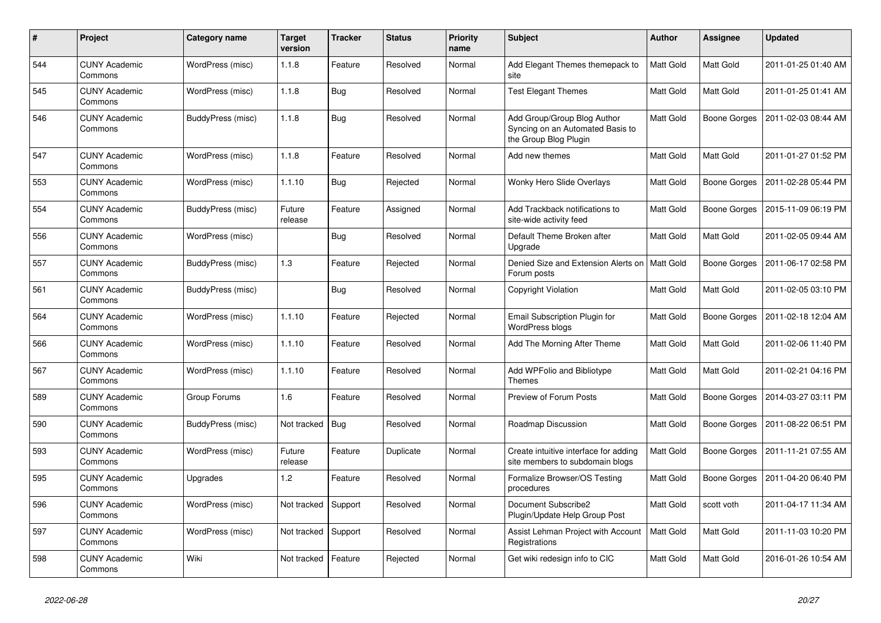| # | Project | Category name | Target version | Tracker | Status | Priority name | Subject | Author | Assignee | Updated |
|---|---|---|---|---|---|---|---|---|---|---|
| 544 | CUNY Academic Commons | WordPress (misc) | 1.1.8 | Feature | Resolved | Normal | Add Elegant Themes themepack to site | Matt Gold | Matt Gold | 2011-01-25 01:40 AM |
| 545 | CUNY Academic Commons | WordPress (misc) | 1.1.8 | Bug | Resolved | Normal | Test Elegant Themes | Matt Gold | Matt Gold | 2011-01-25 01:41 AM |
| 546 | CUNY Academic Commons | BuddyPress (misc) | 1.1.8 | Bug | Resolved | Normal | Add Group/Group Blog Author Syncing on an Automated Basis to the Group Blog Plugin | Matt Gold | Boone Gorges | 2011-02-03 08:44 AM |
| 547 | CUNY Academic Commons | WordPress (misc) | 1.1.8 | Feature | Resolved | Normal | Add new themes | Matt Gold | Matt Gold | 2011-01-27 01:52 PM |
| 553 | CUNY Academic Commons | WordPress (misc) | 1.1.10 | Bug | Rejected | Normal | Wonky Hero Slide Overlays | Matt Gold | Boone Gorges | 2011-02-28 05:44 PM |
| 554 | CUNY Academic Commons | BuddyPress (misc) | Future release | Feature | Assigned | Normal | Add Trackback notifications to site-wide activity feed | Matt Gold | Boone Gorges | 2015-11-09 06:19 PM |
| 556 | CUNY Academic Commons | WordPress (misc) | | Bug | Resolved | Normal | Default Theme Broken after Upgrade | Matt Gold | Matt Gold | 2011-02-05 09:44 AM |
| 557 | CUNY Academic Commons | BuddyPress (misc) | 1.3 | Feature | Rejected | Normal | Denied Size and Extension Alerts on Forum posts | Matt Gold | Boone Gorges | 2011-06-17 02:58 PM |
| 561 | CUNY Academic Commons | BuddyPress (misc) | | Bug | Resolved | Normal | Copyright Violation | Matt Gold | Matt Gold | 2011-02-05 03:10 PM |
| 564 | CUNY Academic Commons | WordPress (misc) | 1.1.10 | Feature | Rejected | Normal | Email Subscription Plugin for WordPress blogs | Matt Gold | Boone Gorges | 2011-02-18 12:04 AM |
| 566 | CUNY Academic Commons | WordPress (misc) | 1.1.10 | Feature | Resolved | Normal | Add The Morning After Theme | Matt Gold | Matt Gold | 2011-02-06 11:40 PM |
| 567 | CUNY Academic Commons | WordPress (misc) | 1.1.10 | Feature | Resolved | Normal | Add WPFolio and Bibliotype Themes | Matt Gold | Matt Gold | 2011-02-21 04:16 PM |
| 589 | CUNY Academic Commons | Group Forums | 1.6 | Feature | Resolved | Normal | Preview of Forum Posts | Matt Gold | Boone Gorges | 2014-03-27 03:11 PM |
| 590 | CUNY Academic Commons | BuddyPress (misc) | Not tracked | Bug | Resolved | Normal | Roadmap Discussion | Matt Gold | Boone Gorges | 2011-08-22 06:51 PM |
| 593 | CUNY Academic Commons | WordPress (misc) | Future release | Feature | Duplicate | Normal | Create intuitive interface for adding site members to subdomain blogs | Matt Gold | Boone Gorges | 2011-11-21 07:55 AM |
| 595 | CUNY Academic Commons | Upgrades | 1.2 | Feature | Resolved | Normal | Formalize Browser/OS Testing procedures | Matt Gold | Boone Gorges | 2011-04-20 06:40 PM |
| 596 | CUNY Academic Commons | WordPress (misc) | Not tracked | Support | Resolved | Normal | Document Subscribe2 Plugin/Update Help Group Post | Matt Gold | scott voth | 2011-04-17 11:34 AM |
| 597 | CUNY Academic Commons | WordPress (misc) | Not tracked | Support | Resolved | Normal | Assist Lehman Project with Account Registrations | Matt Gold | Matt Gold | 2011-11-03 10:20 PM |
| 598 | CUNY Academic Commons | Wiki | Not tracked | Feature | Rejected | Normal | Get wiki redesign info to CIC | Matt Gold | Matt Gold | 2016-01-26 10:54 AM |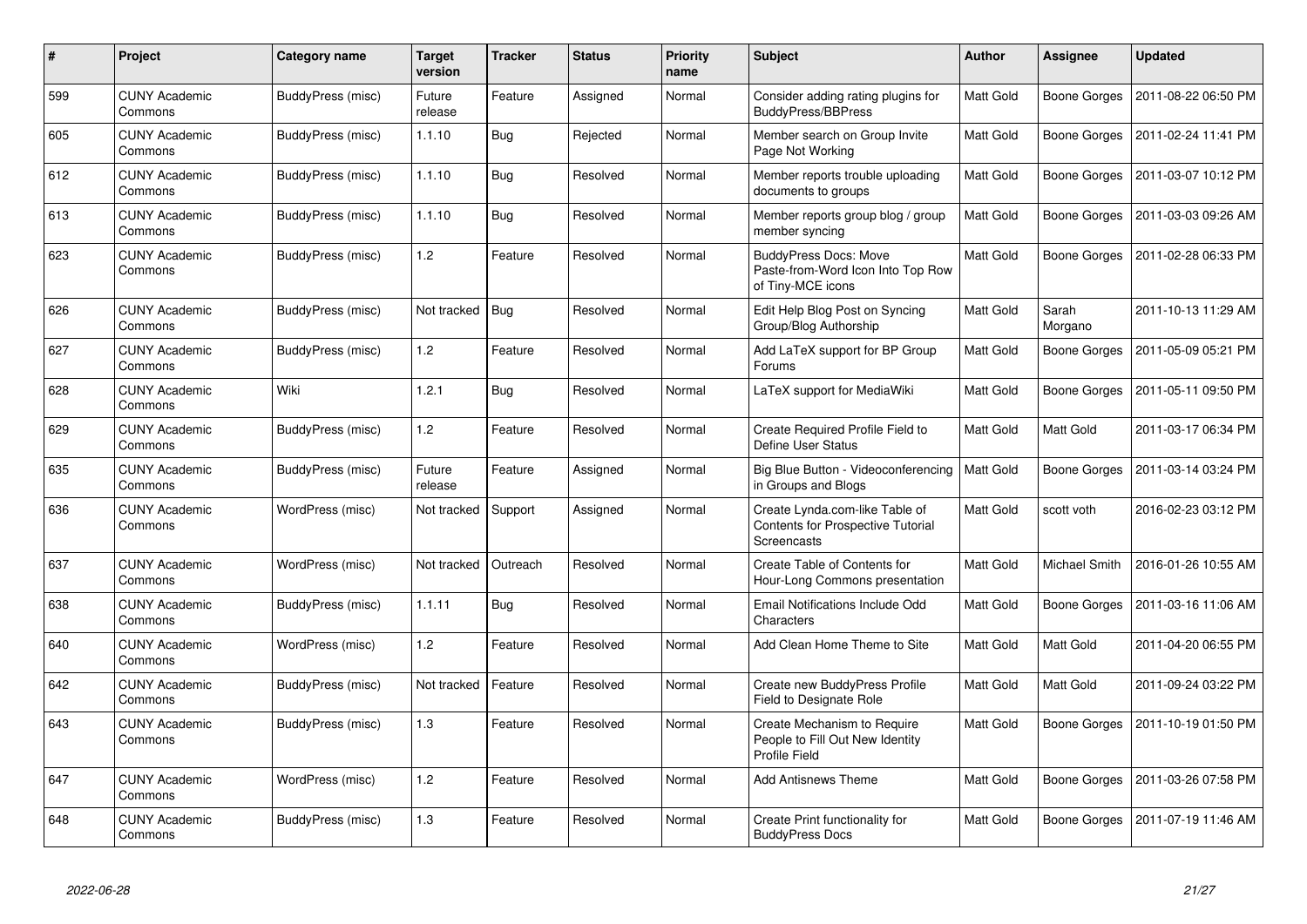| # | Project | Category name | Target version | Tracker | Status | Priority name | Subject | Author | Assignee | Updated |
|---|---|---|---|---|---|---|---|---|---|---|
| 599 | CUNY Academic Commons | BuddyPress (misc) | Future release | Feature | Assigned | Normal | Consider adding rating plugins for BuddyPress/BBPress | Matt Gold | Boone Gorges | 2011-08-22 06:50 PM |
| 605 | CUNY Academic Commons | BuddyPress (misc) | 1.1.10 | Bug | Rejected | Normal | Member search on Group Invite Page Not Working | Matt Gold | Boone Gorges | 2011-02-24 11:41 PM |
| 612 | CUNY Academic Commons | BuddyPress (misc) | 1.1.10 | Bug | Resolved | Normal | Member reports trouble uploading documents to groups | Matt Gold | Boone Gorges | 2011-03-07 10:12 PM |
| 613 | CUNY Academic Commons | BuddyPress (misc) | 1.1.10 | Bug | Resolved | Normal | Member reports group blog / group member syncing | Matt Gold | Boone Gorges | 2011-03-03 09:26 AM |
| 623 | CUNY Academic Commons | BuddyPress (misc) | 1.2 | Feature | Resolved | Normal | BuddyPress Docs: Move Paste-from-Word Icon Into Top Row of Tiny-MCE icons | Matt Gold | Boone Gorges | 2011-02-28 06:33 PM |
| 626 | CUNY Academic Commons | BuddyPress (misc) | Not tracked | Bug | Resolved | Normal | Edit Help Blog Post on Syncing Group/Blog Authorship | Matt Gold | Sarah Morgano | 2011-10-13 11:29 AM |
| 627 | CUNY Academic Commons | BuddyPress (misc) | 1.2 | Feature | Resolved | Normal | Add LaTeX support for BP Group Forums | Matt Gold | Boone Gorges | 2011-05-09 05:21 PM |
| 628 | CUNY Academic Commons | Wiki | 1.2.1 | Bug | Resolved | Normal | LaTeX support for MediaWiki | Matt Gold | Boone Gorges | 2011-05-11 09:50 PM |
| 629 | CUNY Academic Commons | BuddyPress (misc) | 1.2 | Feature | Resolved | Normal | Create Required Profile Field to Define User Status | Matt Gold | Matt Gold | 2011-03-17 06:34 PM |
| 635 | CUNY Academic Commons | BuddyPress (misc) | Future release | Feature | Assigned | Normal | Big Blue Button - Videoconferencing in Groups and Blogs | Matt Gold | Boone Gorges | 2011-03-14 03:24 PM |
| 636 | CUNY Academic Commons | WordPress (misc) | Not tracked | Support | Assigned | Normal | Create Lynda.com-like Table of Contents for Prospective Tutorial Screencasts | Matt Gold | scott voth | 2016-02-23 03:12 PM |
| 637 | CUNY Academic Commons | WordPress (misc) | Not tracked | Outreach | Resolved | Normal | Create Table of Contents for Hour-Long Commons presentation | Matt Gold | Michael Smith | 2016-01-26 10:55 AM |
| 638 | CUNY Academic Commons | BuddyPress (misc) | 1.1.11 | Bug | Resolved | Normal | Email Notifications Include Odd Characters | Matt Gold | Boone Gorges | 2011-03-16 11:06 AM |
| 640 | CUNY Academic Commons | WordPress (misc) | 1.2 | Feature | Resolved | Normal | Add Clean Home Theme to Site | Matt Gold | Matt Gold | 2011-04-20 06:55 PM |
| 642 | CUNY Academic Commons | BuddyPress (misc) | Not tracked | Feature | Resolved | Normal | Create new BuddyPress Profile Field to Designate Role | Matt Gold | Matt Gold | 2011-09-24 03:22 PM |
| 643 | CUNY Academic Commons | BuddyPress (misc) | 1.3 | Feature | Resolved | Normal | Create Mechanism to Require People to Fill Out New Identity Profile Field | Matt Gold | Boone Gorges | 2011-10-19 01:50 PM |
| 647 | CUNY Academic Commons | WordPress (misc) | 1.2 | Feature | Resolved | Normal | Add Antisnews Theme | Matt Gold | Boone Gorges | 2011-03-26 07:58 PM |
| 648 | CUNY Academic Commons | BuddyPress (misc) | 1.3 | Feature | Resolved | Normal | Create Print functionality for BuddyPress Docs | Matt Gold | Boone Gorges | 2011-07-19 11:46 AM |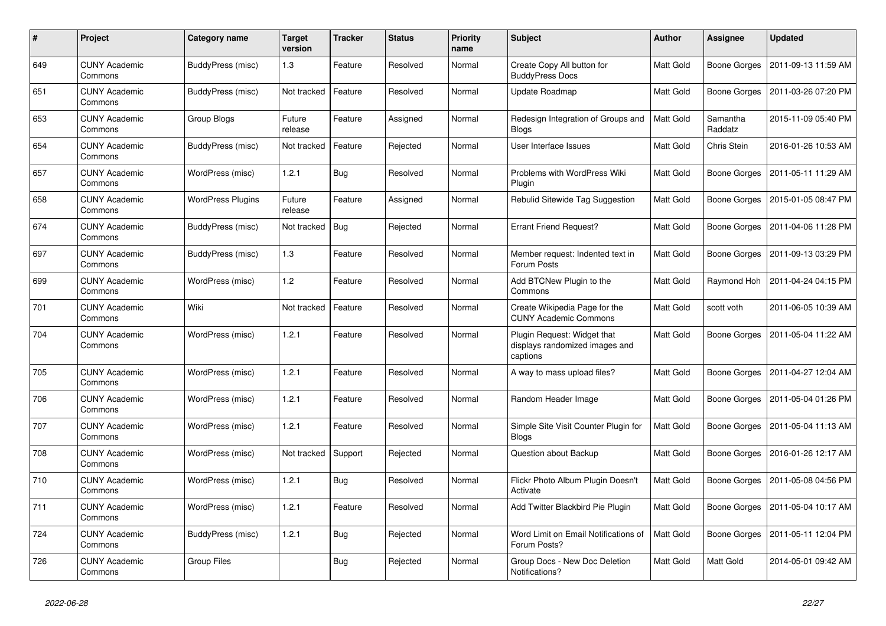| # | Project | Category name | Target version | Tracker | Status | Priority name | Subject | Author | Assignee | Updated |
|---|---|---|---|---|---|---|---|---|---|---|
| 649 | CUNY Academic Commons | BuddyPress (misc) | 1.3 | Feature | Resolved | Normal | Create Copy All button for BuddyPress Docs | Matt Gold | Boone Gorges | 2011-09-13 11:59 AM |
| 651 | CUNY Academic Commons | BuddyPress (misc) | Not tracked | Feature | Resolved | Normal | Update Roadmap | Matt Gold | Boone Gorges | 2011-03-26 07:20 PM |
| 653 | CUNY Academic Commons | Group Blogs | Future release | Feature | Assigned | Normal | Redesign Integration of Groups and Blogs | Matt Gold | Samantha Raddatz | 2015-11-09 05:40 PM |
| 654 | CUNY Academic Commons | BuddyPress (misc) | Not tracked | Feature | Rejected | Normal | User Interface Issues | Matt Gold | Chris Stein | 2016-01-26 10:53 AM |
| 657 | CUNY Academic Commons | WordPress (misc) | 1.2.1 | Bug | Resolved | Normal | Problems with WordPress Wiki Plugin | Matt Gold | Boone Gorges | 2011-05-11 11:29 AM |
| 658 | CUNY Academic Commons | WordPress Plugins | Future release | Feature | Assigned | Normal | Rebulid Sitewide Tag Suggestion | Matt Gold | Boone Gorges | 2015-01-05 08:47 PM |
| 674 | CUNY Academic Commons | BuddyPress (misc) | Not tracked | Bug | Rejected | Normal | Errant Friend Request? | Matt Gold | Boone Gorges | 2011-04-06 11:28 PM |
| 697 | CUNY Academic Commons | BuddyPress (misc) | 1.3 | Feature | Resolved | Normal | Member request: Indented text in Forum Posts | Matt Gold | Boone Gorges | 2011-09-13 03:29 PM |
| 699 | CUNY Academic Commons | WordPress (misc) | 1.2 | Feature | Resolved | Normal | Add BTCNew Plugin to the Commons | Matt Gold | Raymond Hoh | 2011-04-24 04:15 PM |
| 701 | CUNY Academic Commons | Wiki | Not tracked | Feature | Resolved | Normal | Create Wikipedia Page for the CUNY Academic Commons | Matt Gold | scott voth | 2011-06-05 10:39 AM |
| 704 | CUNY Academic Commons | WordPress (misc) | 1.2.1 | Feature | Resolved | Normal | Plugin Request: Widget that displays randomized images and captions | Matt Gold | Boone Gorges | 2011-05-04 11:22 AM |
| 705 | CUNY Academic Commons | WordPress (misc) | 1.2.1 | Feature | Resolved | Normal | A way to mass upload files? | Matt Gold | Boone Gorges | 2011-04-27 12:04 AM |
| 706 | CUNY Academic Commons | WordPress (misc) | 1.2.1 | Feature | Resolved | Normal | Random Header Image | Matt Gold | Boone Gorges | 2011-05-04 01:26 PM |
| 707 | CUNY Academic Commons | WordPress (misc) | 1.2.1 | Feature | Resolved | Normal | Simple Site Visit Counter Plugin for Blogs | Matt Gold | Boone Gorges | 2011-05-04 11:13 AM |
| 708 | CUNY Academic Commons | WordPress (misc) | Not tracked | Support | Rejected | Normal | Question about Backup | Matt Gold | Boone Gorges | 2016-01-26 12:17 AM |
| 710 | CUNY Academic Commons | WordPress (misc) | 1.2.1 | Bug | Resolved | Normal | Flickr Photo Album Plugin Doesn't Activate | Matt Gold | Boone Gorges | 2011-05-08 04:56 PM |
| 711 | CUNY Academic Commons | WordPress (misc) | 1.2.1 | Feature | Resolved | Normal | Add Twitter Blackbird Pie Plugin | Matt Gold | Boone Gorges | 2011-05-04 10:17 AM |
| 724 | CUNY Academic Commons | BuddyPress (misc) | 1.2.1 | Bug | Rejected | Normal | Word Limit on Email Notifications of Forum Posts? | Matt Gold | Boone Gorges | 2011-05-11 12:04 PM |
| 726 | CUNY Academic Commons | Group Files | | Bug | Rejected | Normal | Group Docs - New Doc Deletion Notifications? | Matt Gold | Matt Gold | 2014-05-01 09:42 AM |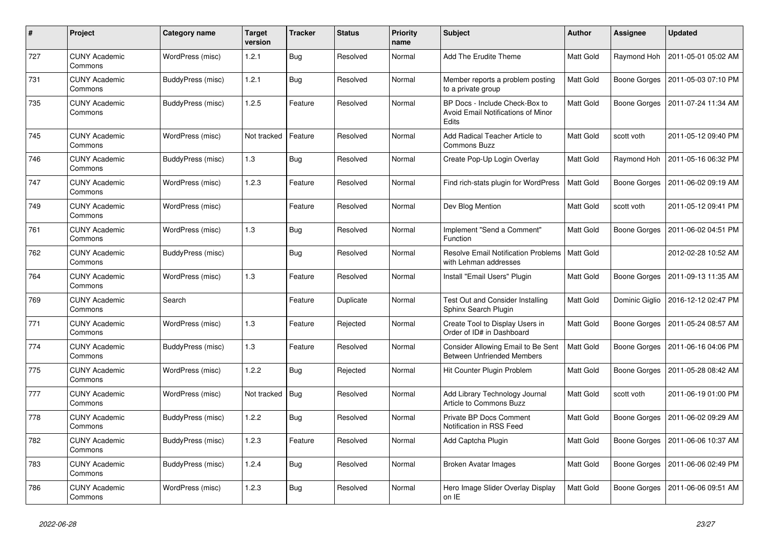| # | Project | Category name | Target version | Tracker | Status | Priority name | Subject | Author | Assignee | Updated |
|---|---|---|---|---|---|---|---|---|---|---|
| 727 | CUNY Academic Commons | WordPress (misc) | 1.2.1 | Bug | Resolved | Normal | Add The Erudite Theme | Matt Gold | Raymond Hoh | 2011-05-01 05:02 AM |
| 731 | CUNY Academic Commons | BuddyPress (misc) | 1.2.1 | Bug | Resolved | Normal | Member reports a problem posting to a private group | Matt Gold | Boone Gorges | 2011-05-03 07:10 PM |
| 735 | CUNY Academic Commons | BuddyPress (misc) | 1.2.5 | Feature | Resolved | Normal | BP Docs - Include Check-Box to Avoid Email Notifications of Minor Edits | Matt Gold | Boone Gorges | 2011-07-24 11:34 AM |
| 745 | CUNY Academic Commons | WordPress (misc) | Not tracked | Feature | Resolved | Normal | Add Radical Teacher Article to Commons Buzz | Matt Gold | scott voth | 2011-05-12 09:40 PM |
| 746 | CUNY Academic Commons | BuddyPress (misc) | 1.3 | Bug | Resolved | Normal | Create Pop-Up Login Overlay | Matt Gold | Raymond Hoh | 2011-05-16 06:32 PM |
| 747 | CUNY Academic Commons | WordPress (misc) | 1.2.3 | Feature | Resolved | Normal | Find rich-stats plugin for WordPress | Matt Gold | Boone Gorges | 2011-06-02 09:19 AM |
| 749 | CUNY Academic Commons | WordPress (misc) | | Feature | Resolved | Normal | Dev Blog Mention | Matt Gold | scott voth | 2011-05-12 09:41 PM |
| 761 | CUNY Academic Commons | WordPress (misc) | 1.3 | Bug | Resolved | Normal | Implement "Send a Comment" Function | Matt Gold | Boone Gorges | 2011-06-02 04:51 PM |
| 762 | CUNY Academic Commons | BuddyPress (misc) | | Bug | Resolved | Normal | Resolve Email Notification Problems with Lehman addresses | Matt Gold | | 2012-02-28 10:52 AM |
| 764 | CUNY Academic Commons | WordPress (misc) | 1.3 | Feature | Resolved | Normal | Install "Email Users" Plugin | Matt Gold | Boone Gorges | 2011-09-13 11:35 AM |
| 769 | CUNY Academic Commons | Search | | Feature | Duplicate | Normal | Test Out and Consider Installing Sphinx Search Plugin | Matt Gold | Dominic Giglio | 2016-12-12 02:47 PM |
| 771 | CUNY Academic Commons | WordPress (misc) | 1.3 | Feature | Rejected | Normal | Create Tool to Display Users in Order of ID# in Dashboard | Matt Gold | Boone Gorges | 2011-05-24 08:57 AM |
| 774 | CUNY Academic Commons | BuddyPress (misc) | 1.3 | Feature | Resolved | Normal | Consider Allowing Email to Be Sent Between Unfriended Members | Matt Gold | Boone Gorges | 2011-06-16 04:06 PM |
| 775 | CUNY Academic Commons | WordPress (misc) | 1.2.2 | Bug | Rejected | Normal | Hit Counter Plugin Problem | Matt Gold | Boone Gorges | 2011-05-28 08:42 AM |
| 777 | CUNY Academic Commons | WordPress (misc) | Not tracked | Bug | Resolved | Normal | Add Library Technology Journal Article to Commons Buzz | Matt Gold | scott voth | 2011-06-19 01:00 PM |
| 778 | CUNY Academic Commons | BuddyPress (misc) | 1.2.2 | Bug | Resolved | Normal | Private BP Docs Comment Notification in RSS Feed | Matt Gold | Boone Gorges | 2011-06-02 09:29 AM |
| 782 | CUNY Academic Commons | BuddyPress (misc) | 1.2.3 | Feature | Resolved | Normal | Add Captcha Plugin | Matt Gold | Boone Gorges | 2011-06-06 10:37 AM |
| 783 | CUNY Academic Commons | BuddyPress (misc) | 1.2.4 | Bug | Resolved | Normal | Broken Avatar Images | Matt Gold | Boone Gorges | 2011-06-06 02:49 PM |
| 786 | CUNY Academic Commons | WordPress (misc) | 1.2.3 | Bug | Resolved | Normal | Hero Image Slider Overlay Display on IE | Matt Gold | Boone Gorges | 2011-06-06 09:51 AM |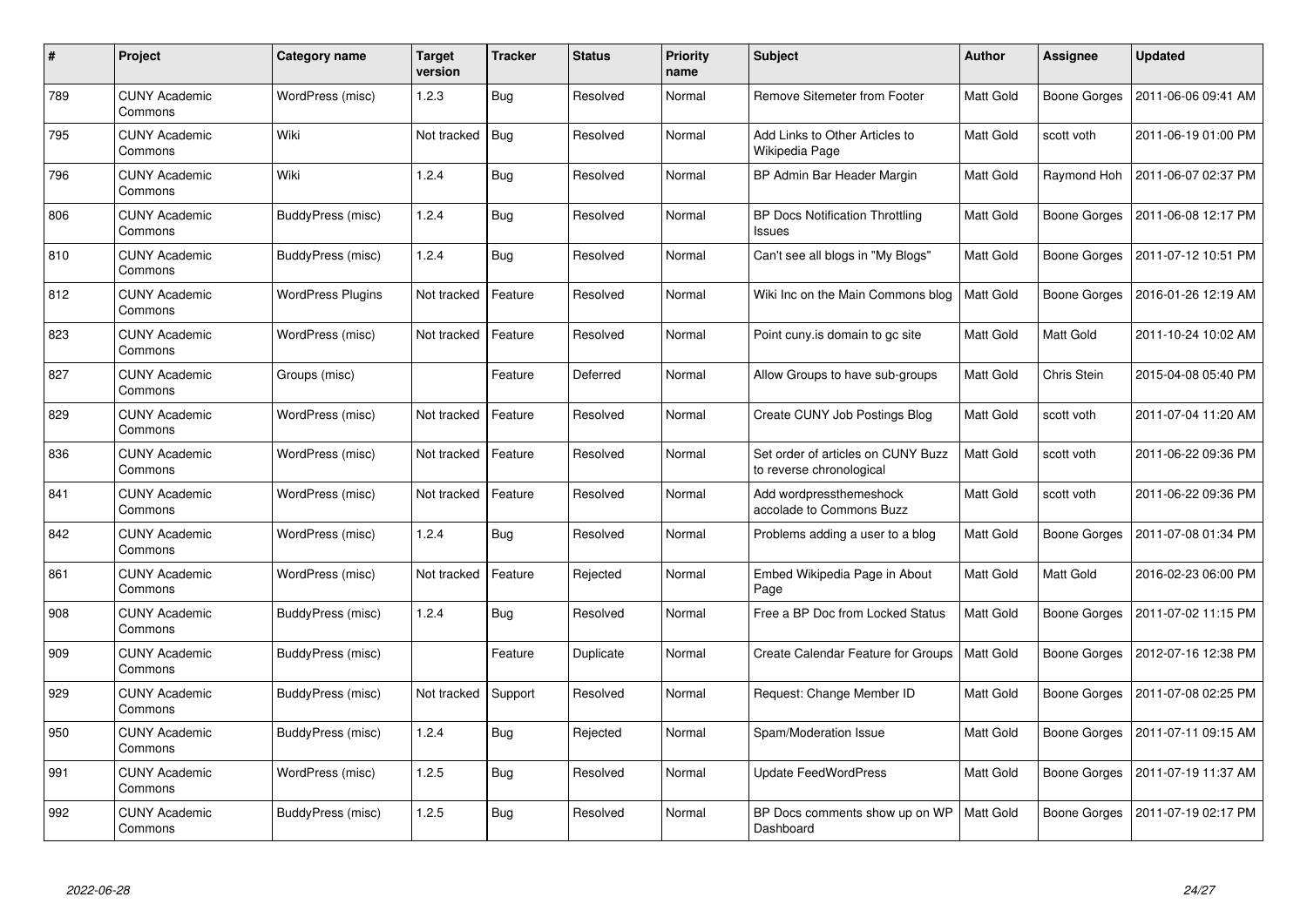| # | Project | Category name | Target version | Tracker | Status | Priority name | Subject | Author | Assignee | Updated |
|---|---|---|---|---|---|---|---|---|---|---|
| 789 | CUNY Academic Commons | WordPress (misc) | 1.2.3 | Bug | Resolved | Normal | Remove Sitemeter from Footer | Matt Gold | Boone Gorges | 2011-06-06 09:41 AM |
| 795 | CUNY Academic Commons | Wiki | Not tracked | Bug | Resolved | Normal | Add Links to Other Articles to Wikipedia Page | Matt Gold | scott voth | 2011-06-19 01:00 PM |
| 796 | CUNY Academic Commons | Wiki | 1.2.4 | Bug | Resolved | Normal | BP Admin Bar Header Margin | Matt Gold | Raymond Hoh | 2011-06-07 02:37 PM |
| 806 | CUNY Academic Commons | BuddyPress (misc) | 1.2.4 | Bug | Resolved | Normal | BP Docs Notification Throttling Issues | Matt Gold | Boone Gorges | 2011-06-08 12:17 PM |
| 810 | CUNY Academic Commons | BuddyPress (misc) | 1.2.4 | Bug | Resolved | Normal | Can't see all blogs in "My Blogs" | Matt Gold | Boone Gorges | 2011-07-12 10:51 PM |
| 812 | CUNY Academic Commons | WordPress Plugins | Not tracked | Feature | Resolved | Normal | Wiki Inc on the Main Commons blog | Matt Gold | Boone Gorges | 2016-01-26 12:19 AM |
| 823 | CUNY Academic Commons | WordPress (misc) | Not tracked | Feature | Resolved | Normal | Point cuny.is domain to gc site | Matt Gold | Matt Gold | 2011-10-24 10:02 AM |
| 827 | CUNY Academic Commons | Groups (misc) | | Feature | Deferred | Normal | Allow Groups to have sub-groups | Matt Gold | Chris Stein | 2015-04-08 05:40 PM |
| 829 | CUNY Academic Commons | WordPress (misc) | Not tracked | Feature | Resolved | Normal | Create CUNY Job Postings Blog | Matt Gold | scott voth | 2011-07-04 11:20 AM |
| 836 | CUNY Academic Commons | WordPress (misc) | Not tracked | Feature | Resolved | Normal | Set order of articles on CUNY Buzz to reverse chronological | Matt Gold | scott voth | 2011-06-22 09:36 PM |
| 841 | CUNY Academic Commons | WordPress (misc) | Not tracked | Feature | Resolved | Normal | Add wordpressthemeshock accolade to Commons Buzz | Matt Gold | scott voth | 2011-06-22 09:36 PM |
| 842 | CUNY Academic Commons | WordPress (misc) | 1.2.4 | Bug | Resolved | Normal | Problems adding a user to a blog | Matt Gold | Boone Gorges | 2011-07-08 01:34 PM |
| 861 | CUNY Academic Commons | WordPress (misc) | Not tracked | Feature | Rejected | Normal | Embed Wikipedia Page in About Page | Matt Gold | Matt Gold | 2016-02-23 06:00 PM |
| 908 | CUNY Academic Commons | BuddyPress (misc) | 1.2.4 | Bug | Resolved | Normal | Free a BP Doc from Locked Status | Matt Gold | Boone Gorges | 2011-07-02 11:15 PM |
| 909 | CUNY Academic Commons | BuddyPress (misc) | | Feature | Duplicate | Normal | Create Calendar Feature for Groups | Matt Gold | Boone Gorges | 2012-07-16 12:38 PM |
| 929 | CUNY Academic Commons | BuddyPress (misc) | Not tracked | Support | Resolved | Normal | Request: Change Member ID | Matt Gold | Boone Gorges | 2011-07-08 02:25 PM |
| 950 | CUNY Academic Commons | BuddyPress (misc) | 1.2.4 | Bug | Rejected | Normal | Spam/Moderation Issue | Matt Gold | Boone Gorges | 2011-07-11 09:15 AM |
| 991 | CUNY Academic Commons | WordPress (misc) | 1.2.5 | Bug | Resolved | Normal | Update FeedWordPress | Matt Gold | Boone Gorges | 2011-07-19 11:37 AM |
| 992 | CUNY Academic Commons | BuddyPress (misc) | 1.2.5 | Bug | Resolved | Normal | BP Docs comments show up on WP Dashboard | Matt Gold | Boone Gorges | 2011-07-19 02:17 PM |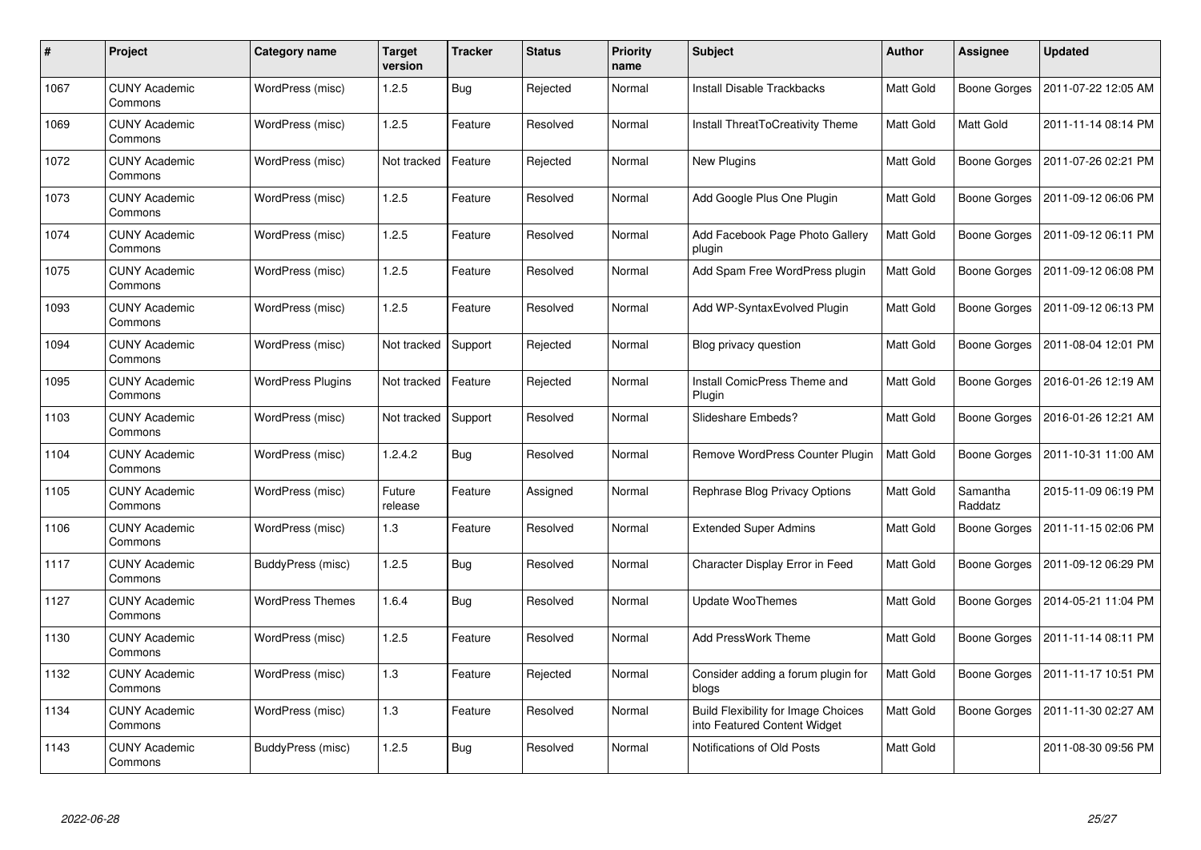| # | Project | Category name | Target version | Tracker | Status | Priority name | Subject | Author | Assignee | Updated |
|---|---|---|---|---|---|---|---|---|---|---|
| 1067 | CUNY Academic Commons | WordPress (misc) | 1.2.5 | Bug | Rejected | Normal | Install Disable Trackbacks | Matt Gold | Boone Gorges | 2011-07-22 12:05 AM |
| 1069 | CUNY Academic Commons | WordPress (misc) | 1.2.5 | Feature | Resolved | Normal | Install ThreatToCreativity Theme | Matt Gold | Matt Gold | 2011-11-14 08:14 PM |
| 1072 | CUNY Academic Commons | WordPress (misc) | Not tracked | Feature | Rejected | Normal | New Plugins | Matt Gold | Boone Gorges | 2011-07-26 02:21 PM |
| 1073 | CUNY Academic Commons | WordPress (misc) | 1.2.5 | Feature | Resolved | Normal | Add Google Plus One Plugin | Matt Gold | Boone Gorges | 2011-09-12 06:06 PM |
| 1074 | CUNY Academic Commons | WordPress (misc) | 1.2.5 | Feature | Resolved | Normal | Add Facebook Page Photo Gallery plugin | Matt Gold | Boone Gorges | 2011-09-12 06:11 PM |
| 1075 | CUNY Academic Commons | WordPress (misc) | 1.2.5 | Feature | Resolved | Normal | Add Spam Free WordPress plugin | Matt Gold | Boone Gorges | 2011-09-12 06:08 PM |
| 1093 | CUNY Academic Commons | WordPress (misc) | 1.2.5 | Feature | Resolved | Normal | Add WP-SyntaxEvolved Plugin | Matt Gold | Boone Gorges | 2011-09-12 06:13 PM |
| 1094 | CUNY Academic Commons | WordPress (misc) | Not tracked | Support | Rejected | Normal | Blog privacy question | Matt Gold | Boone Gorges | 2011-08-04 12:01 PM |
| 1095 | CUNY Academic Commons | WordPress Plugins | Not tracked | Feature | Rejected | Normal | Install ComicPress Theme and Plugin | Matt Gold | Boone Gorges | 2016-01-26 12:19 AM |
| 1103 | CUNY Academic Commons | WordPress (misc) | Not tracked | Support | Resolved | Normal | Slideshare Embeds? | Matt Gold | Boone Gorges | 2016-01-26 12:21 AM |
| 1104 | CUNY Academic Commons | WordPress (misc) | 1.2.4.2 | Bug | Resolved | Normal | Remove WordPress Counter Plugin | Matt Gold | Boone Gorges | 2011-10-31 11:00 AM |
| 1105 | CUNY Academic Commons | WordPress (misc) | Future release | Feature | Assigned | Normal | Rephrase Blog Privacy Options | Matt Gold | Samantha Raddatz | 2015-11-09 06:19 PM |
| 1106 | CUNY Academic Commons | WordPress (misc) | 1.3 | Feature | Resolved | Normal | Extended Super Admins | Matt Gold | Boone Gorges | 2011-11-15 02:06 PM |
| 1117 | CUNY Academic Commons | BuddyPress (misc) | 1.2.5 | Bug | Resolved | Normal | Character Display Error in Feed | Matt Gold | Boone Gorges | 2011-09-12 06:29 PM |
| 1127 | CUNY Academic Commons | WordPress Themes | 1.6.4 | Bug | Resolved | Normal | Update WooThemes | Matt Gold | Boone Gorges | 2014-05-21 11:04 PM |
| 1130 | CUNY Academic Commons | WordPress (misc) | 1.2.5 | Feature | Resolved | Normal | Add PressWork Theme | Matt Gold | Boone Gorges | 2011-11-14 08:11 PM |
| 1132 | CUNY Academic Commons | WordPress (misc) | 1.3 | Feature | Rejected | Normal | Consider adding a forum plugin for blogs | Matt Gold | Boone Gorges | 2011-11-17 10:51 PM |
| 1134 | CUNY Academic Commons | WordPress (misc) | 1.3 | Feature | Resolved | Normal | Build Flexibility for Image Choices into Featured Content Widget | Matt Gold | Boone Gorges | 2011-11-30 02:27 AM |
| 1143 | CUNY Academic Commons | BuddyPress (misc) | 1.2.5 | Bug | Resolved | Normal | Notifications of Old Posts | Matt Gold | | 2011-08-30 09:56 PM |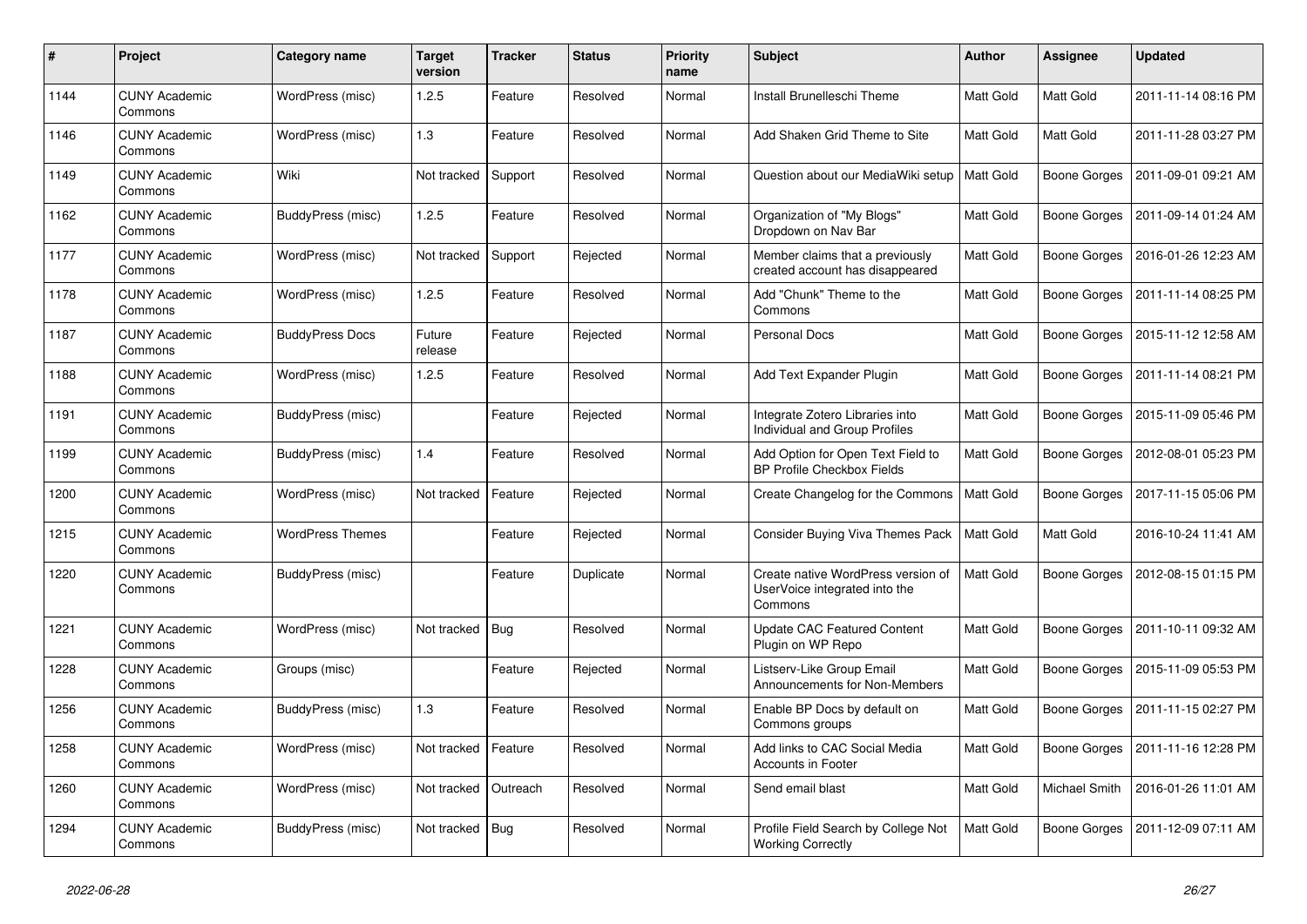| # | Project | Category name | Target version | Tracker | Status | Priority name | Subject | Author | Assignee | Updated |
|---|---|---|---|---|---|---|---|---|---|---|
| 1144 | CUNY Academic Commons | WordPress (misc) | 1.2.5 | Feature | Resolved | Normal | Install Brunelleschi Theme | Matt Gold | Matt Gold | 2011-11-14 08:16 PM |
| 1146 | CUNY Academic Commons | WordPress (misc) | 1.3 | Feature | Resolved | Normal | Add Shaken Grid Theme to Site | Matt Gold | Matt Gold | 2011-11-28 03:27 PM |
| 1149 | CUNY Academic Commons | Wiki | Not tracked | Support | Resolved | Normal | Question about our MediaWiki setup | Matt Gold | Boone Gorges | 2011-09-01 09:21 AM |
| 1162 | CUNY Academic Commons | BuddyPress (misc) | 1.2.5 | Feature | Resolved | Normal | Organization of "My Blogs" Dropdown on Nav Bar | Matt Gold | Boone Gorges | 2011-09-14 01:24 AM |
| 1177 | CUNY Academic Commons | WordPress (misc) | Not tracked | Support | Rejected | Normal | Member claims that a previously created account has disappeared | Matt Gold | Boone Gorges | 2016-01-26 12:23 AM |
| 1178 | CUNY Academic Commons | WordPress (misc) | 1.2.5 | Feature | Resolved | Normal | Add "Chunk" Theme to the Commons | Matt Gold | Boone Gorges | 2011-11-14 08:25 PM |
| 1187 | CUNY Academic Commons | BuddyPress Docs | Future release | Feature | Rejected | Normal | Personal Docs | Matt Gold | Boone Gorges | 2015-11-12 12:58 AM |
| 1188 | CUNY Academic Commons | WordPress (misc) | 1.2.5 | Feature | Resolved | Normal | Add Text Expander Plugin | Matt Gold | Boone Gorges | 2011-11-14 08:21 PM |
| 1191 | CUNY Academic Commons | BuddyPress (misc) | | Feature | Rejected | Normal | Integrate Zotero Libraries into Individual and Group Profiles | Matt Gold | Boone Gorges | 2015-11-09 05:46 PM |
| 1199 | CUNY Academic Commons | BuddyPress (misc) | 1.4 | Feature | Resolved | Normal | Add Option for Open Text Field to BP Profile Checkbox Fields | Matt Gold | Boone Gorges | 2012-08-01 05:23 PM |
| 1200 | CUNY Academic Commons | WordPress (misc) | Not tracked | Feature | Rejected | Normal | Create Changelog for the Commons | Matt Gold | Boone Gorges | 2017-11-15 05:06 PM |
| 1215 | CUNY Academic Commons | WordPress Themes | | Feature | Rejected | Normal | Consider Buying Viva Themes Pack | Matt Gold | Matt Gold | 2016-10-24 11:41 AM |
| 1220 | CUNY Academic Commons | BuddyPress (misc) | | Feature | Duplicate | Normal | Create native WordPress version of UserVoice integrated into the Commons | Matt Gold | Boone Gorges | 2012-08-15 01:15 PM |
| 1221 | CUNY Academic Commons | WordPress (misc) | Not tracked | Bug | Resolved | Normal | Update CAC Featured Content Plugin on WP Repo | Matt Gold | Boone Gorges | 2011-10-11 09:32 AM |
| 1228 | CUNY Academic Commons | Groups (misc) | | Feature | Rejected | Normal | Listserv-Like Group Email Announcements for Non-Members | Matt Gold | Boone Gorges | 2015-11-09 05:53 PM |
| 1256 | CUNY Academic Commons | BuddyPress (misc) | 1.3 | Feature | Resolved | Normal | Enable BP Docs by default on Commons groups | Matt Gold | Boone Gorges | 2011-11-15 02:27 PM |
| 1258 | CUNY Academic Commons | WordPress (misc) | Not tracked | Feature | Resolved | Normal | Add links to CAC Social Media Accounts in Footer | Matt Gold | Boone Gorges | 2011-11-16 12:28 PM |
| 1260 | CUNY Academic Commons | WordPress (misc) | Not tracked | Outreach | Resolved | Normal | Send email blast | Matt Gold | Michael Smith | 2016-01-26 11:01 AM |
| 1294 | CUNY Academic Commons | BuddyPress (misc) | Not tracked | Bug | Resolved | Normal | Profile Field Search by College Not Working Correctly | Matt Gold | Boone Gorges | 2011-12-09 07:11 AM |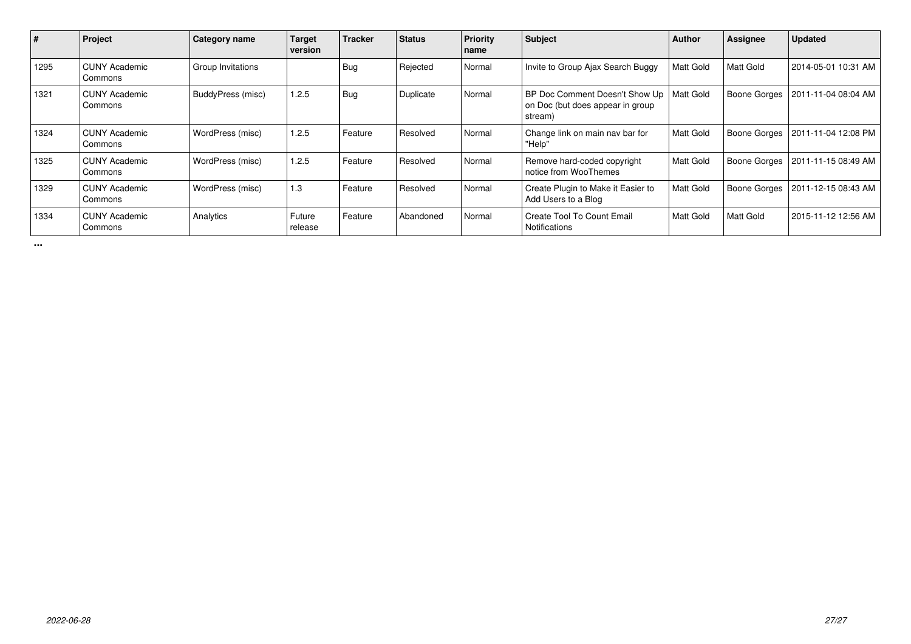| # | Project | Category name | Target version | Tracker | Status | Priority name | Subject | Author | Assignee | Updated |
|---|---|---|---|---|---|---|---|---|---|---|
| 1295 | CUNY Academic Commons | Group Invitations | | Bug | Rejected | Normal | Invite to Group Ajax Search Buggy | Matt Gold | Matt Gold | 2014-05-01 10:31 AM |
| 1321 | CUNY Academic Commons | BuddyPress (misc) | 1.2.5 | Bug | Duplicate | Normal | BP Doc Comment Doesn't Show Up on Doc (but does appear in group stream) | Matt Gold | Boone Gorges | 2011-11-04 08:04 AM |
| 1324 | CUNY Academic Commons | WordPress (misc) | 1.2.5 | Feature | Resolved | Normal | Change link on main nav bar for "Help" | Matt Gold | Boone Gorges | 2011-11-04 12:08 PM |
| 1325 | CUNY Academic Commons | WordPress (misc) | 1.2.5 | Feature | Resolved | Normal | Remove hard-coded copyright notice from WooThemes | Matt Gold | Boone Gorges | 2011-11-15 08:49 AM |
| 1329 | CUNY Academic Commons | WordPress (misc) | 1.3 | Feature | Resolved | Normal | Create Plugin to Make it Easier to Add Users to a Blog | Matt Gold | Boone Gorges | 2011-12-15 08:43 AM |
| 1334 | CUNY Academic Commons | Analytics | Future release | Feature | Abandoned | Normal | Create Tool To Count Email Notifications | Matt Gold | Matt Gold | 2015-11-12 12:56 AM |

...